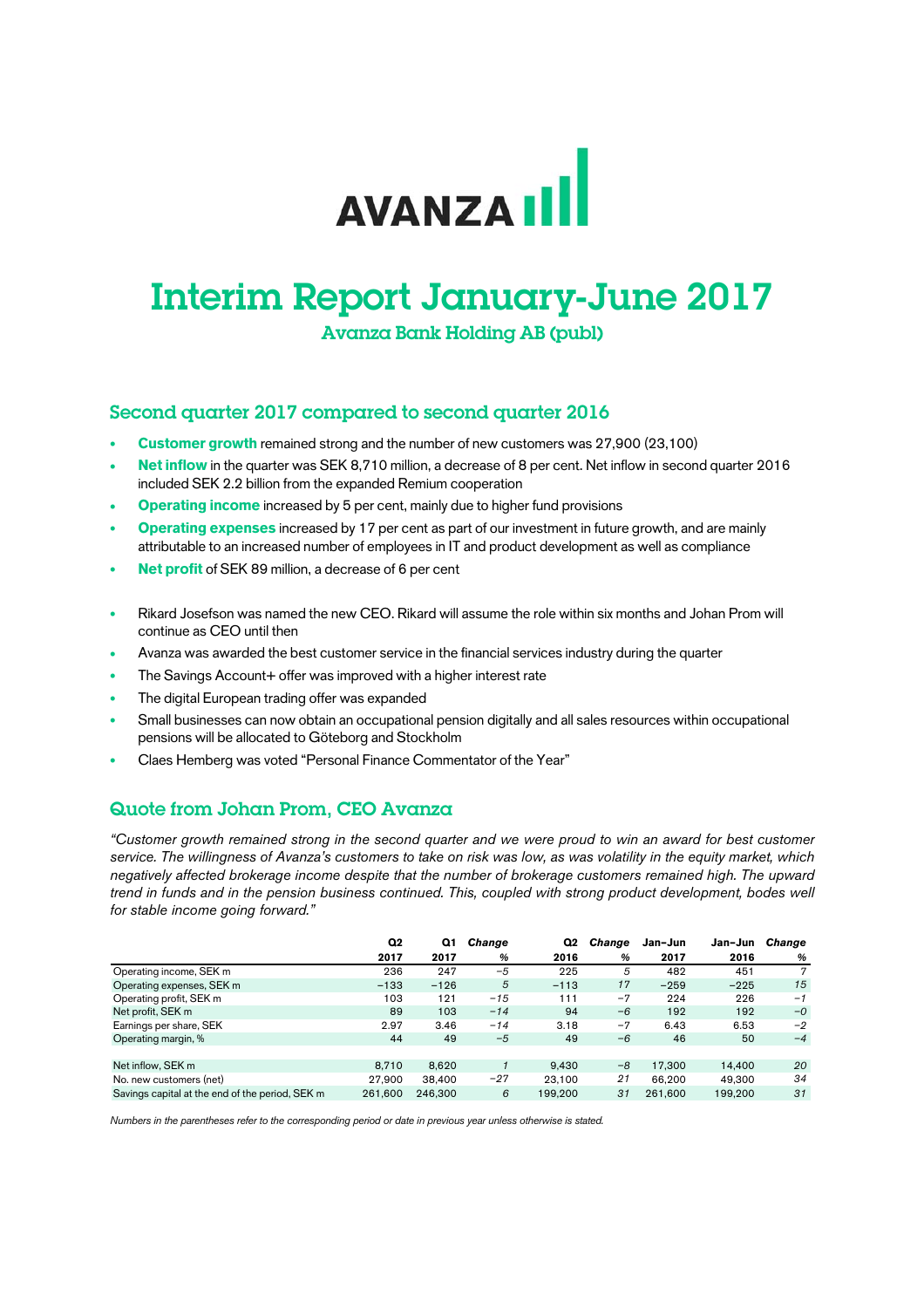AVANZA

# Interim Report January-June 2017

Avanza Bank Holding AB (publ)

## Second quarter 2017 compared to second quarter 2016

- **Customer growth** remained strong and the number of new customers was 27,900 (23,100)
- **Net inflow** in the quarter was SEK 8,710 million, a decrease of 8 per cent. Net inflow in second quarter 2016 included SEK 2.2 billion from the expanded Remium cooperation
- **Operating income** increased by 5 per cent, mainly due to higher fund provisions
- **Operating expenses** increased by 17 per cent as part of our investment in future growth, and are mainly attributable to an increased number of employees in IT and product development as well as compliance
- **Net profit** of SEK 89 million, a decrease of 6 per cent

- Rikard Josefson was named the new CEO. Rikard will assume the role within six months and Johan Prom will continue as CEO until then
- Avanza was awarded the best customer service in the financial services industry during the quarter
- The Savings Account+ offer was improved with a higher interest rate
- The digital European trading offer was expanded
- Small businesses can now obtain an occupational pension digitally and all sales resources within occupational pensions will be allocated to Göteborg and Stockholm
- Claes Hemberg was voted "Personal Finance Commentator of the Year"

## Quote from Johan Prom, CEO Avanza

*"Customer growth remained strong in the second quarter and we were proud to win an award for best customer service. The willingness of Avanza's customers to take on risk was low, as was volatility in the equity market, which negatively affected brokerage income despite that the number of brokerage customers remained high. The upward trend in funds and in the pension business continued. This, coupled with strong product development, bodes well for stable income going forward."*

| | Q2 2017 | Q1 2017 | *Change %* | Q2 2016 | *Change %* | Jan–Jun 2017 | Jan–Jun 2016 | *Change %* |
|---|---|---|---|---|---|---|---|---|
| Operating income, SEK m | 236 | 247 | *−5* | 225 | *5* | 482 | 451 | *7* |
| Operating expenses, SEK m | −133 | −126 | *5* | −113 | *17* | −259 | −225 | *15* |
| Operating profit, SEK m | 103 | 121 | *−15* | 111 | *−7* | 224 | 226 | *−1* |
| Net profit, SEK m | 89 | 103 | *−14* | 94 | *−6* | 192 | 192 | *−0* |
| Earnings per share, SEK | 2.97 | 3.46 | *−14* | 3.18 | *−7* | 6.43 | 6.53 | *−2* |
| Operating margin, % | 44 | 49 | *−5* | 49 | *−6* | 46 | 50 | *−4* |
| | | | | | | | | |
| Net inflow, SEK m | 8,710 | 8,620 | *1* | 9,430 | *−8* | 17,300 | 14,400 | *20* |
| No. new customers (net) | 27,900 | 38,400 | *−27* | 23,100 | *21* | 66,200 | 49,300 | *34* |
| Savings capital at the end of the period, SEK m | 261,600 | 246,300 | *6* | 199,200 | *31* | 261,600 | 199,200 | *31* |

*Numbers in the parentheses refer to the corresponding period or date in previous year unless otherwise is stated.*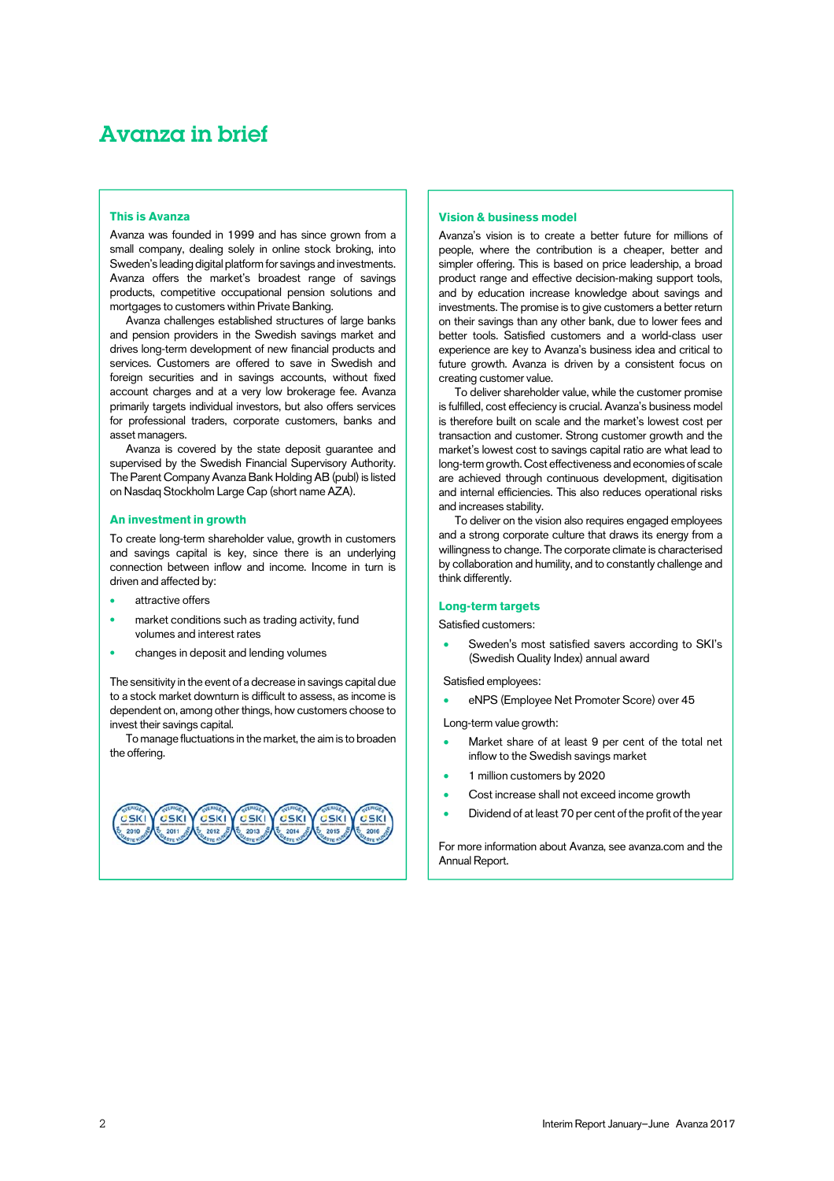# Avanza in brief

## This is Avanza

Avanza was founded in 1999 and has since grown from a small company, dealing solely in online stock broking, into Sweden's leading digital platform for savings and investments. Avanza offers the market's broadest range of savings products, competitive occupational pension solutions and mortgages to customers within Private Banking.

Avanza challenges established structures of large banks and pension providers in the Swedish savings market and drives long-term development of new financial products and services. Customers are offered to save in Swedish and foreign securities and in savings accounts, without fixed account charges and at a very low brokerage fee. Avanza primarily targets individual investors, but also offers services for professional traders, corporate customers, banks and asset managers.

Avanza is covered by the state deposit guarantee and supervised by the Swedish Financial Supervisory Authority. The Parent Company Avanza Bank Holding AB (publ) is listed on Nasdaq Stockholm Large Cap (short name AZA).

## An investment in growth

To create long-term shareholder value, growth in customers and savings capital is key, since there is an underlying connection between inflow and income. Income in turn is driven and affected by:

- attractive offers
- market conditions such as trading activity, fund volumes and interest rates
- changes in deposit and lending volumes

The sensitivity in the event of a decrease in savings capital due to a stock market downturn is difficult to assess, as income is dependent on, among other things, how customers choose to invest their savings capital.

To manage fluctuations in the market, the aim is to broaden the offering.

## Vision & business model

Avanza's vision is to create a better future for millions of people, where the contribution is a cheaper, better and simpler offering. This is based on price leadership, a broad product range and effective decision-making support tools, and by education increase knowledge about savings and investments. The promise is to give customers a better return on their savings than any other bank, due to lower fees and better tools. Satisfied customers and a world-class user experience are key to Avanza's business idea and critical to future growth. Avanza is driven by a consistent focus on creating customer value.

To deliver shareholder value, while the customer promise is fulfilled, cost effeciency is crucial. Avanza's business model is therefore built on scale and the market's lowest cost per transaction and customer. Strong customer growth and the market's lowest cost to savings capital ratio are what lead to long-term growth. Cost effectiveness and economies of scale are achieved through continuous development, digitisation and internal efficiencies. This also reduces operational risks and increases stability.

To deliver on the vision also requires engaged employees and a strong corporate culture that draws its energy from a willingness to change. The corporate climate is characterised by collaboration and humility, and to constantly challenge and think differently.

## Long-term targets

Satisfied customers:

- Sweden's most satisfied savers according to SKI's (Swedish Quality Index) annual award

Satisfied employees:

- eNPS (Employee Net Promoter Score) over 45

Long-term value growth:

- Market share of at least 9 per cent of the total net inflow to the Swedish savings market
- 1 million customers by 2020
- Cost increase shall not exceed income growth
- Dividend of at least 70 per cent of the profit of the year

For more information about Avanza, see avanza.com and the Annual Report.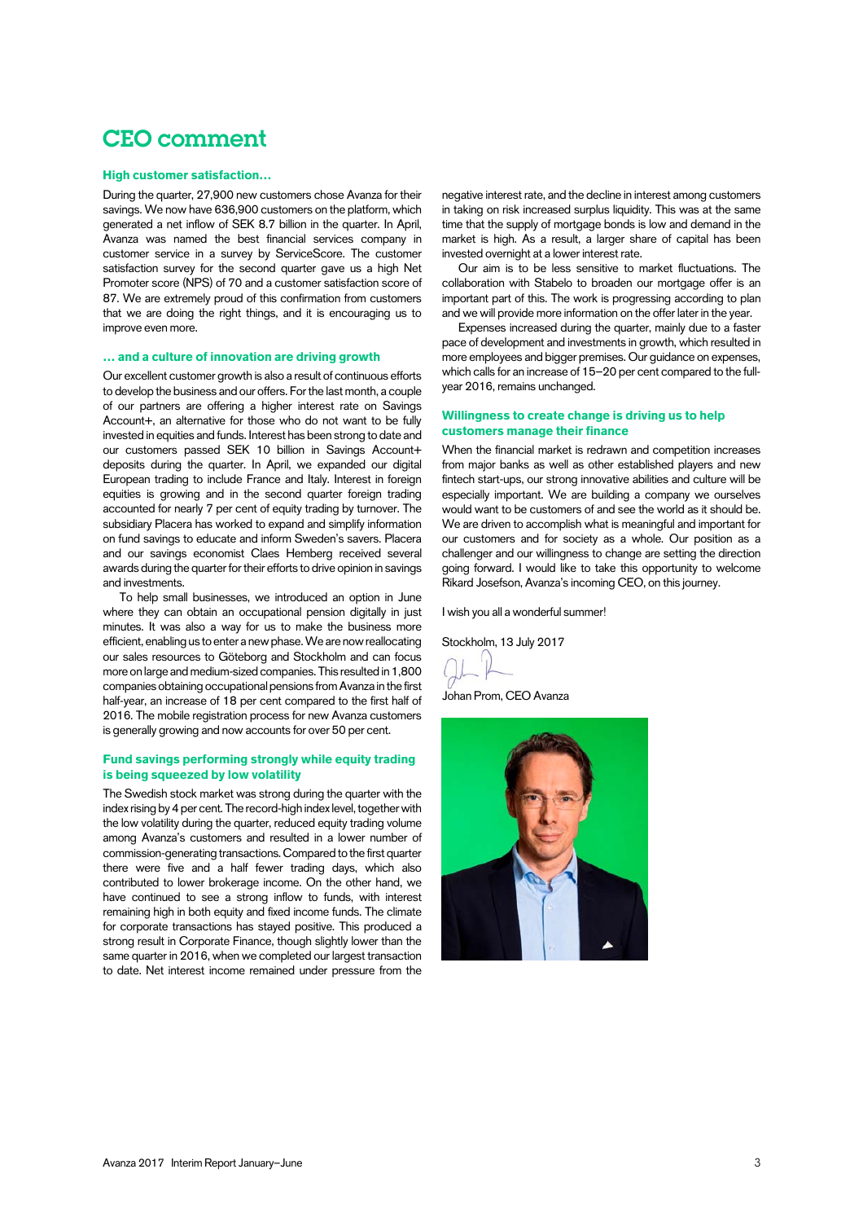# CEO comment

### High customer satisfaction…

During the quarter, 27,900 new customers chose Avanza for their savings. We now have 636,900 customers on the platform, which generated a net inflow of SEK 8.7 billion in the quarter. In April, Avanza was named the best financial services company in customer service in a survey by ServiceScore. The customer satisfaction survey for the second quarter gave us a high Net Promoter score (NPS) of 70 and a customer satisfaction score of 87. We are extremely proud of this confirmation from customers that we are doing the right things, and it is encouraging us to improve even more.

### … and a culture of innovation are driving growth

Our excellent customer growth is also a result of continuous efforts to develop the business and our offers. For the last month, a couple of our partners are offering a higher interest rate on Savings Account+, an alternative for those who do not want to be fully invested in equities and funds. Interest has been strong to date and our customers passed SEK 10 billion in Savings Account+ deposits during the quarter. In April, we expanded our digital European trading to include France and Italy. Interest in foreign equities is growing and in the second quarter foreign trading accounted for nearly 7 per cent of equity trading by turnover. The subsidiary Placera has worked to expand and simplify information on fund savings to educate and inform Sweden's savers. Placera and our savings economist Claes Hemberg received several awards during the quarter for their efforts to drive opinion in savings and investments.

To help small businesses, we introduced an option in June where they can obtain an occupational pension digitally in just minutes. It was also a way for us to make the business more efficient, enabling us to enter a new phase. We are now reallocating our sales resources to Göteborg and Stockholm and can focus more on large and medium-sized companies. This resulted in 1,800 companies obtaining occupational pensions from Avanza in the first half-year, an increase of 18 per cent compared to the first half of 2016. The mobile registration process for new Avanza customers is generally growing and now accounts for over 50 per cent.

### Fund savings performing strongly while equity trading is being squeezed by low volatility

The Swedish stock market was strong during the quarter with the index rising by 4 per cent. The record-high index level, together with the low volatility during the quarter, reduced equity trading volume among Avanza's customers and resulted in a lower number of commission-generating transactions. Compared to the first quarter there were five and a half fewer trading days, which also contributed to lower brokerage income. On the other hand, we have continued to see a strong inflow to funds, with interest remaining high in both equity and fixed income funds. The climate for corporate transactions has stayed positive. This produced a strong result in Corporate Finance, though slightly lower than the same quarter in 2016, when we completed our largest transaction to date. Net interest income remained under pressure from the negative interest rate, and the decline in interest among customers in taking on risk increased surplus liquidity. This was at the same time that the supply of mortgage bonds is low and demand in the market is high. As a result, a larger share of capital has been invested overnight at a lower interest rate.

Our aim is to be less sensitive to market fluctuations. The collaboration with Stabelo to broaden our mortgage offer is an important part of this. The work is progressing according to plan and we will provide more information on the offer later in the year.

Expenses increased during the quarter, mainly due to a faster pace of development and investments in growth, which resulted in more employees and bigger premises. Our guidance on expenses, which calls for an increase of 15–20 per cent compared to the full-year 2016, remains unchanged.

### Willingness to create change is driving us to help customers manage their finance

When the financial market is redrawn and competition increases from major banks as well as other established players and new fintech start-ups, our strong innovative abilities and culture will be especially important. We are building a company we ourselves would want to be customers of and see the world as it should be. We are driven to accomplish what is meaningful and important for our customers and for society as a whole. Our position as a challenger and our willingness to change are setting the direction going forward. I would like to take this opportunity to welcome Rikard Josefson, Avanza's incoming CEO, on this journey.

I wish you all a wonderful summer!

Stockholm, 13 July 2017

Johan Prom, CEO Avanza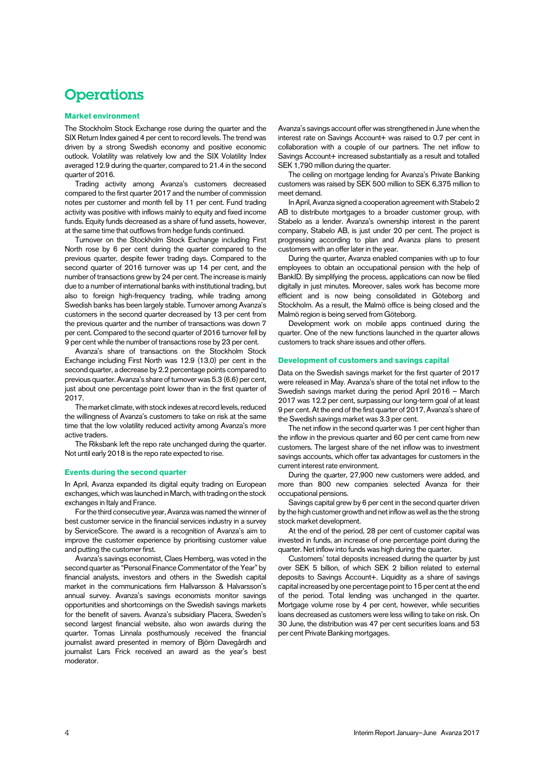# Operations

## Market environment

The Stockholm Stock Exchange rose during the quarter and the SIX Return Index gained 4 per cent to record levels. The trend was driven by a strong Swedish economy and positive economic outlook. Volatility was relatively low and the SIX Volatility Index averaged 12.9 during the quarter, compared to 21.4 in the second quarter of 2016.

Trading activity among Avanza's customers decreased compared to the first quarter 2017 and the number of commission notes per customer and month fell by 11 per cent. Fund trading activity was positive with inflows mainly to equity and fixed income funds. Equity funds decreased as a share of fund assets, however, at the same time that outflows from hedge funds continued.

Turnover on the Stockholm Stock Exchange including First North rose by 6 per cent during the quarter compared to the previous quarter, despite fewer trading days. Compared to the second quarter of 2016 turnover was up 14 per cent, and the number of transactions grew by 24 per cent. The increase is mainly due to a number of international banks with institutional trading, but also to foreign high-frequency trading, while trading among Swedish banks has been largely stable. Turnover among Avanza's customers in the second quarter decreased by 13 per cent from the previous quarter and the number of transactions was down 7 per cent. Compared to the second quarter of 2016 turnover fell by 9 per cent while the number of transactions rose by 23 per cent.

Avanza's share of transactions on the Stockholm Stock Exchange including First North was 12.9 (13.0) per cent in the second quarter, a decrease by 2.2 percentage points compared to previous quarter. Avanza's share of turnover was 5.3 (6.6) per cent, just about one percentage point lower than in the first quarter of 2017.

The market climate, with stock indexes at record levels, reduced the willingness of Avanza's customers to take on risk at the same time that the low volatility reduced activity among Avanza's more active traders.

The Riksbank left the repo rate unchanged during the quarter. Not until early 2018 is the repo rate expected to rise.

## Events during the second quarter

In April, Avanza expanded its digital equity trading on European exchanges, which was launched in March, with trading on the stock exchanges in Italy and France.

For the third consecutive year, Avanza was named the winner of best customer service in the financial services industry in a survey by ServiceScore. The award is a recognition of Avanza's aim to improve the customer experience by prioritising customer value and putting the customer first.

Avanza's savings economist, Claes Hemberg, was voted in the second quarter as "Personal Finance Commentator of the Year" by financial analysts, investors and others in the Swedish capital market in the communications firm Hallvarsson & Halvarsson's annual survey. Avanza's savings economists monitor savings opportunities and shortcomings on the Swedish savings markets for the benefit of savers. Avanza's subsidiary Placera, Sweden's second largest financial website, also won awards during the quarter. Tomas Linnala posthumously received the financial journalist award presented in memory of Björn Davegårdh and journalist Lars Frick received an award as the year's best moderator.

Avanza's savings account offer was strengthened in June when the interest rate on Savings Account+ was raised to 0.7 per cent in collaboration with a couple of our partners. The net inflow to Savings Account+ increased substantially as a result and totalled SEK 1,790 million during the quarter.

The ceiling on mortgage lending for Avanza's Private Banking customers was raised by SEK 500 million to SEK 6,375 million to meet demand.

In April, Avanza signed a cooperation agreement with Stabelo 2 AB to distribute mortgages to a broader customer group, with Stabelo as a lender. Avanza's ownership interest in the parent company, Stabelo AB, is just under 20 per cent. The project is progressing according to plan and Avanza plans to present customers with an offer later in the year.

During the quarter, Avanza enabled companies with up to four employees to obtain an occupational pension with the help of BankID. By simplifying the process, applications can now be filed digitally in just minutes. Moreover, sales work has become more efficient and is now being consolidated in Göteborg and Stockholm. As a result, the Malmö office is being closed and the Malmö region is being served from Göteborg.

Development work on mobile apps continued during the quarter. One of the new functions launched in the quarter allows customers to track share issues and other offers.

## Development of customers and savings capital

Data on the Swedish savings market for the first quarter of 2017 were released in May. Avanza's share of the total net inflow to the Swedish savings market during the period April 2016 – March 2017 was 12.2 per cent, surpassing our long-term goal of at least 9 per cent. At the end of the first quarter of 2017, Avanza's share of the Swedish savings market was 3.3 per cent.

The net inflow in the second quarter was 1 per cent higher than the inflow in the previous quarter and 60 per cent came from new customers. The largest share of the net inflow was to investment savings accounts, which offer tax advantages for customers in the current interest rate environment.

During the quarter, 27,900 new customers were added, and more than 800 new companies selected Avanza for their occupational pensions.

Savings capital grew by 6 per cent in the second quarter driven by the high customer growth and net inflow as well as the the strong stock market development.

At the end of the period, 28 per cent of customer capital was invested in funds, an increase of one percentage point during the quarter. Net inflow into funds was high during the quarter.

Customers' total deposits increased during the quarter by just over SEK 5 billion, of which SEK 2 billion related to external deposits to Savings Account+. Liquidity as a share of savings capital increased by one percentage point to 15 per cent at the end of the period. Total lending was unchanged in the quarter. Mortgage volume rose by 4 per cent, however, while securities loans decreased as customers were less willing to take on risk. On 30 June, the distribution was 47 per cent securities loans and 53 per cent Private Banking mortgages.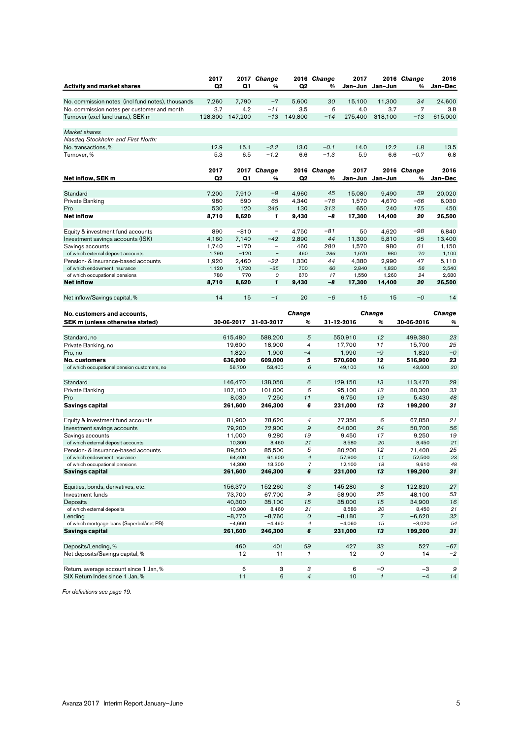| Activity and market shares | 2017 Q2 | 2017 Q1 | Change % | 2016 Q2 | Change % | 2017 Jan–Jun | 2016 Jan–Jun | Change % | 2016 Jan–Dec |
|---|---|---|---|---|---|---|---|---|---|
| No. commission notes (incl fund notes), thousands | 7,260 | 7,790 | −7 | 5,600 | 30 | 15,100 | 11,300 | 34 | 24,600 |
| No. commission notes per customer and month | 3.7 | 4.2 | −11 | 3.5 | 6 | 4.0 | 3.7 | 7 | 3.8 |
| Turnover (excl fund trans.), SEK m | 128,300 | 147,200 | −13 | 149,800 | −14 | 275,400 | 318,100 | −13 | 615,000 |
| *Market shares* | | | | | | | | | |
| *Nasdaq Stockholm and First North:* | | | | | | | | | |
| No. transactions, % | 12.9 | 15.1 | −2.2 | 13.0 | −0.1 | 14.0 | 12.2 | 1.8 | 13.5 |
| Turnover, % | 5.3 | 6.5 | −1.2 | 6.6 | −1.3 | 5.9 | 6.6 | −0.7 | 6.8 |

| Net inflow, SEK m | 2017 Q2 | 2017 Q1 | Change % | 2016 Q2 | Change % | 2017 Jan–Jun | 2016 Jan–Jun | Change % | 2016 Jan–Dec |
|---|---|---|---|---|---|---|---|---|---|
| Standard | 7,200 | 7,910 | −9 | 4,960 | 45 | 15,080 | 9,490 | 59 | 20,020 |
| Private Banking | 980 | 590 | 65 | 4,340 | −78 | 1,570 | 4,670 | −66 | 6,030 |
| Pro | 530 | 120 | 345 | 130 | 313 | 650 | 240 | 175 | 450 |
| **Net inflow** | **8,710** | **8,620** | **1** | **9,430** | **−8** | **17,300** | **14,400** | **20** | **26,500** |
| Equity & investment fund accounts | 890 | −810 | – | 4,750 | −81 | 50 | 4,620 | −98 | 6,840 |
| Investment savings accounts (ISK) | 4,160 | 7,140 | −42 | 2,890 | 44 | 11,300 | 5,810 | 95 | 13,400 |
| Savings accounts | 1,740 | −170 | – | 460 | 280 | 1,570 | 980 | 61 | 1,150 |
| of which external deposit accounts | 1,790 | −120 | – | 460 | 286 | 1,670 | 980 | 70 | 1,100 |
| Pension- & insurance-based accounts | 1,920 | 2,460 | −22 | 1,330 | 44 | 4,380 | 2,990 | 47 | 5,110 |
| of which endowment insurance | 1,120 | 1,720 | −35 | 700 | 60 | 2,840 | 1,830 | 56 | 2,540 |
| of which occupational pensions | 780 | 770 | 0 | 670 | 17 | 1,550 | 1,260 | 24 | 2,680 |
| **Net inflow** | **8,710** | **8,620** | **1** | **9,430** | **−8** | **17,300** | **14,400** | **20** | **26,500** |
| Net inflow/Savings capital, % | 14 | 15 | −1 | 20 | −6 | 15 | 15 | −0 | 14 |

| No. customers and accounts, SEK m (unless otherwise stated) | 30-06-2017 | 31-03-2017 | Change % | 31-12-2016 | Change % | 30-06-2016 | Change % |
|---|---|---|---|---|---|---|---|
| Standard, no | 615,480 | 588,200 | 5 | 550,910 | 12 | 499,380 | 23 |
| Private Banking, no | 19,600 | 18,900 | 4 | 17,700 | 11 | 15,700 | 25 |
| Pro, no | 1,820 | 1,900 | −4 | 1,990 | −9 | 1,820 | −0 |
| **No. customers** | **636,900** | **609,000** | **5** | **570,600** | **12** | **516,900** | **23** |
| of which occupational pension customers, no | 56,700 | 53,400 | 6 | 49,100 | 16 | 43,600 | 30 |
| Standard | 146,470 | 138,050 | 6 | 129,150 | 13 | 113,470 | 29 |
| Private Banking | 107,100 | 101,000 | 6 | 95,100 | 13 | 80,300 | 33 |
| Pro | 8,030 | 7,250 | 11 | 6,750 | 19 | 5,430 | 48 |
| **Savings capital** | **261,600** | **246,300** | **6** | **231,000** | **13** | **199,200** | **31** |
| Equity & investment fund accounts | 81,900 | 78,620 | 4 | 77,350 | 6 | 67,850 | 21 |
| Investment savings accounts | 79,200 | 72,900 | 9 | 64,000 | 24 | 50,700 | 56 |
| Savings accounts | 11,000 | 9,280 | 19 | 9,450 | 17 | 9,250 | 19 |
| of which external deposit accounts | 10,300 | 8,460 | 21 | 8,580 | 20 | 8,450 | 21 |
| Pension- & insurance-based accounts | 89,500 | 85,500 | 5 | 80,200 | 12 | 71,400 | 25 |
| of which endowment insurance | 64,400 | 61,600 | 4 | 57,900 | 11 | 52,500 | 23 |
| of which occupational pensions | 14,300 | 13,300 | 7 | 12,100 | 18 | 9,610 | 48 |
| **Savings capital** | **261,600** | **246,300** | **6** | **231,000** | **13** | **199,200** | **31** |
| Equities, bonds, derivatives, etc. | 156,370 | 152,260 | 3 | 145,280 | 8 | 122,820 | 27 |
| Investment funds | 73,700 | 67,700 | 9 | 58,900 | 25 | 48,100 | 53 |
| Deposits | 40,300 | 35,100 | 15 | 35,000 | 15 | 34,900 | 16 |
| of which external deposits | 10,300 | 8,460 | 21 | 8,580 | 20 | 8,450 | 21 |
| Lending | −8,770 | −8,760 | 0 | −8,180 | 7 | −6,620 | 32 |
| of which mortgage loans (Superbolånet PB) | −4,660 | −4,460 | 4 | −4,060 | 15 | −3,020 | 54 |
| **Savings capital** | **261,600** | **246,300** | **6** | **231,000** | **13** | **199,200** | **31** |
| Deposits/Lending, % | 460 | 401 | 59 | 427 | 33 | 527 | −67 |
| Net deposits/Savings capital, % | 12 | 11 | 1 | 12 | 0 | 14 | −2 |
| Return, average account since 1 Jan, % | 6 | 3 | 3 | 6 | −0 | −3 | 9 |
| SIX Return Index since 1 Jan, % | 11 | 6 | 4 | 10 | 1 | −4 | 14 |

*For definitions see page 19.*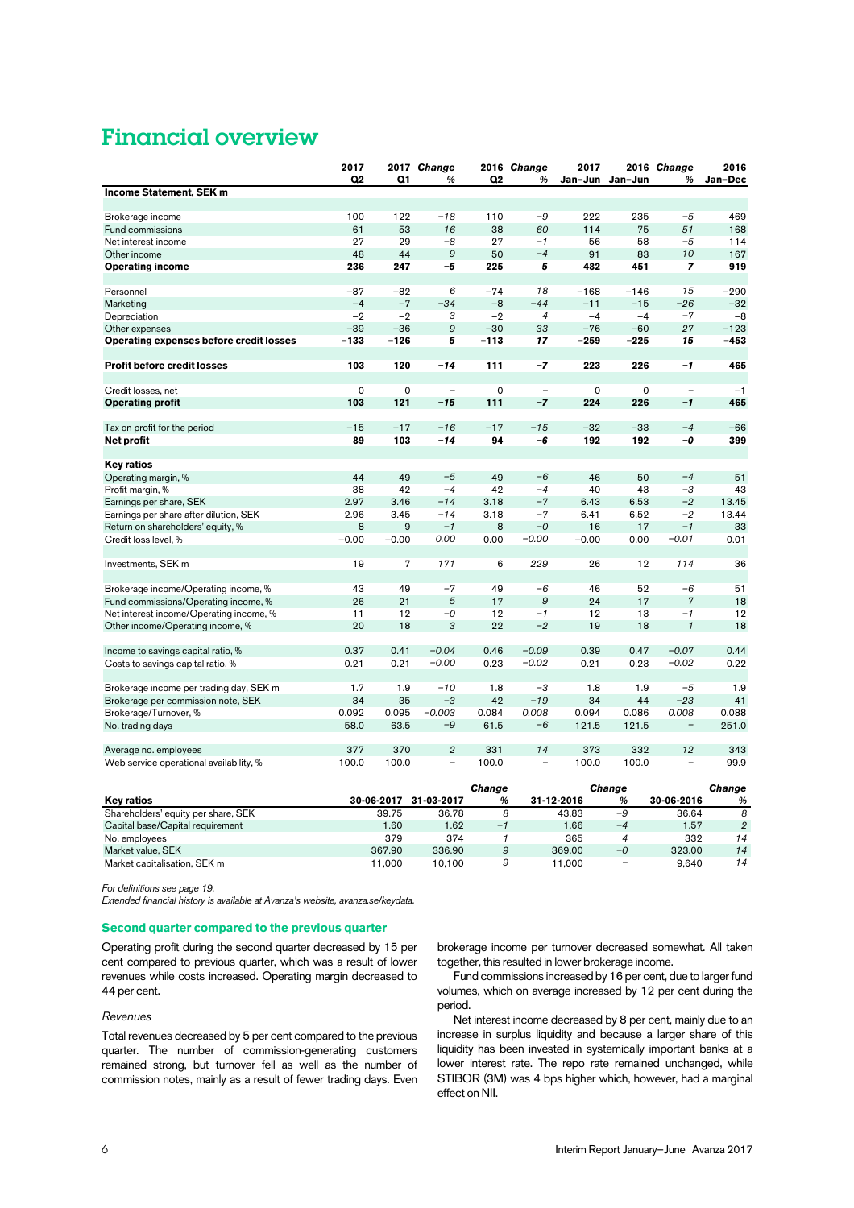# Financial overview

| | 2017 Q2 | 2017 Q1 | *Change %* | 2016 Q2 | *Change %* | 2017 Jan–Jun | 2016 Jan–Jun | *Change %* | 2016 Jan–Dec |
|---|---|---|---|---|---|---|---|---|---|
| **Income Statement, SEK m** | | | | | | | | | |
| Brokerage income | 100 | 122 | *−18* | 110 | *−9* | 222 | 235 | *−5* | 469 |
| Fund commissions | 61 | 53 | *16* | 38 | *60* | 114 | 75 | *51* | 168 |
| Net interest income | 27 | 29 | *−8* | 27 | *−1* | 56 | 58 | *−5* | 114 |
| Other income | 48 | 44 | *9* | 50 | *−4* | 91 | 83 | *10* | 167 |
| **Operating income** | **236** | **247** | ***−5*** | **225** | ***5*** | **482** | **451** | ***7*** | **919** |
| Personnel | −87 | −82 | *6* | −74 | *18* | −168 | −146 | *15* | −290 |
| Marketing | −4 | −7 | *−34* | −8 | *−44* | −11 | −15 | *−26* | −32 |
| Depreciation | −2 | −2 | *3* | −2 | *4* | −4 | −4 | *−7* | −8 |
| Other expenses | −39 | −36 | *9* | −30 | *33* | −76 | −60 | *27* | −123 |
| **Operating expenses before credit losses** | **−133** | **−126** | ***5*** | **−113** | ***17*** | **−259** | **−225** | ***15*** | **−453** |
| **Profit before credit losses** | **103** | **120** | ***−14*** | **111** | ***−7*** | **223** | **226** | ***−1*** | **465** |
| Credit losses, net | 0 | 0 | – | 0 | – | 0 | 0 | – | −1 |
| **Operating profit** | **103** | **121** | ***−15*** | **111** | ***−7*** | **224** | **226** | ***−1*** | **465** |
| Tax on profit for the period | −15 | −17 | *−16* | −17 | *−15* | −32 | −33 | *−4* | −66 |
| **Net profit** | **89** | **103** | ***−14*** | **94** | ***−6*** | **192** | **192** | ***−0*** | **399** |
| **Key ratios** | | | | | | | | | |
| Operating margin, % | 44 | 49 | *−5* | 49 | *−6* | 46 | 50 | *−4* | 51 |
| Profit margin, % | 38 | 42 | *−4* | 42 | *−4* | 40 | 43 | *−3* | 43 |
| Earnings per share, SEK | 2.97 | 3.46 | *−14* | 3.18 | *−7* | 6.43 | 6.53 | *−2* | 13.45 |
| Earnings per share after dilution, SEK | 2.96 | 3.45 | *−14* | 3.18 | *−7* | 6.41 | 6.52 | *−2* | 13.44 |
| Return on shareholders' equity, % | 8 | 9 | *−1* | 8 | *−0* | 16 | 17 | *−1* | 33 |
| Credit loss level, % | −0.00 | −0.00 | *0.00* | 0.00 | *−0.00* | −0.00 | 0.00 | *−0.01* | 0.01 |
| Investments, SEK m | 19 | 7 | *171* | 6 | *229* | 26 | 12 | *114* | 36 |
| Brokerage income/Operating income, % | 43 | 49 | *−7* | 49 | *−6* | 46 | 52 | *−6* | 51 |
| Fund commissions/Operating income, % | 26 | 21 | *5* | 17 | *9* | 24 | 17 | *7* | 18 |
| Net interest income/Operating income, % | 11 | 12 | *−0* | 12 | *−1* | 12 | 13 | *−1* | 12 |
| Other income/Operating income, % | 20 | 18 | *3* | 22 | *−2* | 19 | 18 | *1* | 18 |
| Income to savings capital ratio, % | 0.37 | 0.41 | *−0.04* | 0.46 | *−0.09* | 0.39 | 0.47 | *−0.07* | 0.44 |
| Costs to savings capital ratio, % | 0.21 | 0.21 | *−0.00* | 0.23 | *−0.02* | 0.21 | 0.23 | *−0.02* | 0.22 |
| Brokerage income per trading day, SEK m | 1.7 | 1.9 | *−10* | 1.8 | *−3* | 1.8 | 1.9 | *−5* | 1.9 |
| Brokerage per commission note, SEK | 34 | 35 | *−3* | 42 | *−19* | 34 | 44 | *−23* | 41 |
| Brokerage/Turnover, % | 0.092 | 0.095 | *−0.003* | 0.084 | *0.008* | 0.094 | 0.086 | *0.008* | 0.088 |
| No. trading days | 58.0 | 63.5 | *−9* | 61.5 | *−6* | 121.5 | 121.5 | – | 251.0 |
| Average no. employees | 377 | 370 | *2* | 331 | *14* | 373 | 332 | *12* | 343 |
| Web service operational availability, % | 100.0 | 100.0 | – | 100.0 | – | 100.0 | 100.0 | – | 99.9 |

| **Key ratios** | 30-06-2017 | 31-03-2017 | *Change %* | 31-12-2016 | *Change %* | 30-06-2016 | *Change %* |
|---|---|---|---|---|---|---|---|
| Shareholders' equity per share, SEK | 39.75 | 36.78 | *8* | 43.83 | *−9* | 36.64 | *8* |
| Capital base/Capital requirement | 1.60 | 1.62 | *−1* | 1.66 | *−4* | 1.57 | *2* |
| No. employees | 379 | 374 | *1* | 365 | *4* | 332 | *14* |
| Market value, SEK | 367.90 | 336.90 | *9* | 369.00 | *−0* | 323.00 | *14* |
| Market capitalisation, SEK m | 11,000 | 10,100 | *9* | 11,000 | – | 9,640 | *14* |

*For definitions see page 19.*
*Extended financial history is available at Avanza's website, avanza.se/keydata.*

### Second quarter compared to the previous quarter

Operating profit during the second quarter decreased by 15 per cent compared to previous quarter, which was a result of lower revenues while costs increased. Operating margin decreased to 44 per cent.

*Revenues*

Total revenues decreased by 5 per cent compared to the previous quarter. The number of commission-generating customers remained strong, but turnover fell as well as the number of commission notes, mainly as a result of fewer trading days. Even brokerage income per turnover decreased somewhat. All taken together, this resulted in lower brokerage income.

Fund commissions increased by 16 per cent, due to larger fund volumes, which on average increased by 12 per cent during the period.

Net interest income decreased by 8 per cent, mainly due to an increase in surplus liquidity and because a larger share of this liquidity has been invested in systemically important banks at a lower interest rate. The repo rate remained unchanged, while STIBOR (3M) was 4 bps higher which, however, had a marginal effect on NII.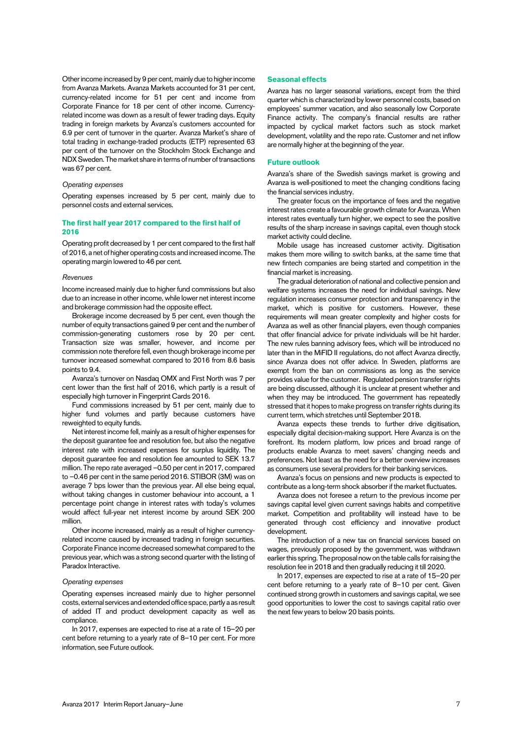Other income increased by 9 per cent, mainly due to higher income from Avanza Markets. Avanza Markets accounted for 31 per cent, currency-related income for 51 per cent and income from Corporate Finance for 18 per cent of other income. Currency-related income was down as a result of fewer trading days. Equity trading in foreign markets by Avanza's customers accounted for 6.9 per cent of turnover in the quarter. Avanza Market's share of total trading in exchange-traded products (ETP) represented 63 per cent of the turnover on the Stockholm Stock Exchange and NDX Sweden. The market share in terms of number of transactions was 67 per cent.

*Operating expenses*

Operating expenses increased by 5 per cent, mainly due to personnel costs and external services.

### The first half year 2017 compared to the first half of 2016

Operating profit decreased by 1 per cent compared to the first half of 2016, a net of higher operating costs and increased income. The operating margin lowered to 46 per cent.

*Revenues*

Income increased mainly due to higher fund commissions but also due to an increase in other income, while lower net interest income and brokerage commission had the opposite effect.

Brokerage income decreased by 5 per cent, even though the number of equity transactions gained 9 per cent and the number of commission-generating customers rose by 20 per cent. Transaction size was smaller, however, and income per commission note therefore fell, even though brokerage income per turnover increased somewhat compared to 2016 from 8.6 basis points to 9.4.

Avanza's turnover on Nasdaq OMX and First North was 7 per cent lower than the first half of 2016, which partly is a result of especially high turnover in Fingerprint Cards 2016.

Fund commissions increased by 51 per cent, mainly due to higher fund volumes and partly because customers have reweighted to equity funds.

Net interest income fell, mainly as a result of higher expenses for the deposit guarantee fee and resolution fee, but also the negative interest rate with increased expenses for surplus liquidity. The deposit guarantee fee and resolution fee amounted to SEK 13.7 million. The repo rate averaged –0.50 per cent in 2017, compared to –0.46 per cent in the same period 2016. STIBOR (3M) was on average 7 bps lower than the previous year. All else being equal, without taking changes in customer behaviour into account, a 1 percentage point change in interest rates with today's volumes would affect full-year net interest income by around SEK 200 million.

Other income increased, mainly as a result of higher currency-related income caused by increased trading in foreign securities. Corporate Finance income decreased somewhat compared to the previous year, which was a strong second quarter with the listing of Paradox Interactive.

*Operating expenses*

Operating expenses increased mainly due to higher personnel costs, external services and extended office space, partly a as result of added IT and product development capacity as well as compliance.

In 2017, expenses are expected to rise at a rate of 15–20 per cent before returning to a yearly rate of 8–10 per cent. For more information, see Future outlook.

### Seasonal effects

Avanza has no larger seasonal variations, except from the third quarter which is characterized by lower personnel costs, based on employees' summer vacation, and also seasonally low Corporate Finance activity. The company's financial results are rather impacted by cyclical market factors such as stock market development, volatility and the repo rate. Customer and net inflow are normally higher at the beginning of the year.

### Future outlook

Avanza's share of the Swedish savings market is growing and Avanza is well-positioned to meet the changing conditions facing the financial services industry.

The greater focus on the importance of fees and the negative interest rates create a favourable growth climate for Avanza. When interest rates eventually turn higher, we expect to see the positive results of the sharp increase in savings capital, even though stock market activity could decline.

Mobile usage has increased customer activity. Digitisation makes them more willing to switch banks, at the same time that new fintech companies are being started and competition in the financial market is increasing.

The gradual deterioration of national and collective pension and welfare systems increases the need for individual savings. New regulation increases consumer protection and transparency in the market, which is positive for customers. However, these requirements will mean greater complexity and higher costs for Avanza as well as other financial players, even though companies that offer financial advice for private individuals will be hit harder. The new rules banning advisory fees, which will be introduced no later than in the MiFID II regulations, do not affect Avanza directly, since Avanza does not offer advice. In Sweden, platforms are exempt from the ban on commissions as long as the service provides value for the customer. Regulated pension transfer rights are being discussed, although it is unclear at present whether and when they may be introduced. The government has repeatedly stressed that it hopes to make progress on transfer rights during its current term, which stretches until September 2018.

Avanza expects these trends to further drive digitisation, especially digital decision-making support. Here Avanza is on the forefront. Its modern platform, low prices and broad range of products enable Avanza to meet savers' changing needs and preferences. Not least as the need for a better overview increases as consumers use several providers for their banking services.

Avanza's focus on pensions and new products is expected to contribute as a long-term shock absorber if the market fluctuates.

Avanza does not foresee a return to the previous income per savings capital level given current savings habits and competitive market. Competition and profitability will instead have to be generated through cost efficiency and innovative product development.

The introduction of a new tax on financial services based on wages, previously proposed by the government, was withdrawn earlier this spring. The proposal now on the table calls for raising the resolution fee in 2018 and then gradually reducing it till 2020.

In 2017, expenses are expected to rise at a rate of 15–20 per cent before returning to a yearly rate of 8–10 per cent. Given continued strong growth in customers and savings capital, we see good opportunities to lower the cost to savings capital ratio over the next few years to below 20 basis points.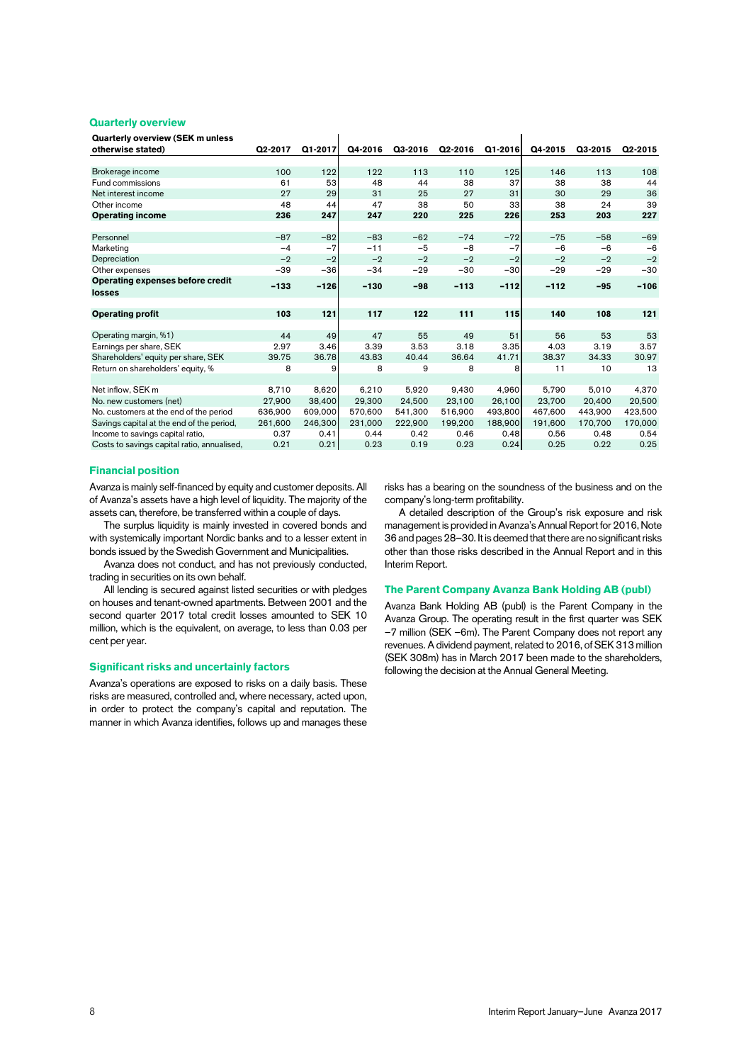## Quarterly overview

| Quarterly overview (SEK m unless otherwise stated) | Q2-2017 | Q1-2017 | Q4-2016 | Q3-2016 | Q2-2016 | Q1-2016 | Q4-2015 | Q3-2015 | Q2-2015 |
|---|---|---|---|---|---|---|---|---|---|
| Brokerage income | 100 | 122 | 122 | 113 | 110 | 125 | 146 | 113 | 108 |
| Fund commissions | 61 | 53 | 48 | 44 | 38 | 37 | 38 | 38 | 44 |
| Net interest income | 27 | 29 | 31 | 25 | 27 | 31 | 30 | 29 | 36 |
| Other income | 48 | 44 | 47 | 38 | 50 | 33 | 38 | 24 | 39 |
| **Operating income** | **236** | **247** | **247** | **220** | **225** | **226** | **253** | **203** | **227** |
| | | | | | | | | | |
| Personnel | –87 | –82 | –83 | –62 | –74 | –72 | –75 | –58 | –69 |
| Marketing | –4 | –7 | –11 | –5 | –8 | –7 | –6 | –6 | –6 |
| Depreciation | –2 | –2 | –2 | –2 | –2 | –2 | –2 | –2 | –2 |
| Other expenses | –39 | –36 | –34 | –29 | –30 | –30 | –29 | –29 | –30 |
| **Operating expenses before credit losses** | **–133** | **–126** | **–130** | **–98** | **–113** | **–112** | **–112** | **–95** | **–106** |
| | | | | | | | | | |
| **Operating profit** | **103** | **121** | **117** | **122** | **111** | **115** | **140** | **108** | **121** |
| | | | | | | | | | |
| Operating margin, %1) | 44 | 49 | 47 | 55 | 49 | 51 | 56 | 53 | 53 |
| Earnings per share, SEK | 2.97 | 3.46 | 3.39 | 3.53 | 3.18 | 3.35 | 4.03 | 3.19 | 3.57 |
| Shareholders' equity per share, SEK | 39.75 | 36.78 | 43.83 | 40.44 | 36.64 | 41.71 | 38.37 | 34.33 | 30.97 |
| Return on shareholders' equity, % | 8 | 9 | 8 | 9 | 8 | 8 | 11 | 10 | 13 |
| | | | | | | | | | |
| Net inflow, SEK m | 8,710 | 8,620 | 6,210 | 5,920 | 9,430 | 4,960 | 5,790 | 5,010 | 4,370 |
| No. new customers (net) | 27,900 | 38,400 | 29,300 | 24,500 | 23,100 | 26,100 | 23,700 | 20,400 | 20,500 |
| No. customers at the end of the period | 636,900 | 609,000 | 570,600 | 541,300 | 516,900 | 493,800 | 467,600 | 443,900 | 423,500 |
| Savings capital at the end of the period, | 261,600 | 246,300 | 231,000 | 222,900 | 199,200 | 188,900 | 191,600 | 170,700 | 170,000 |
| Income to savings capital ratio, | 0.37 | 0.41 | 0.44 | 0.42 | 0.46 | 0.48 | 0.56 | 0.48 | 0.54 |
| Costs to savings capital ratio, annualised, | 0.21 | 0.21 | 0.23 | 0.19 | 0.23 | 0.24 | 0.25 | 0.22 | 0.25 |

## Financial position

Avanza is mainly self-financed by equity and customer deposits. All of Avanza's assets have a high level of liquidity. The majority of the assets can, therefore, be transferred within a couple of days.

The surplus liquidity is mainly invested in covered bonds and with systemically important Nordic banks and to a lesser extent in bonds issued by the Swedish Government and Municipalities.

Avanza does not conduct, and has not previously conducted, trading in securities on its own behalf.

All lending is secured against listed securities or with pledges on houses and tenant-owned apartments. Between 2001 and the second quarter 2017 total credit losses amounted to SEK 10 million, which is the equivalent, on average, to less than 0.03 per cent per year.

## Significant risks and uncertainly factors

Avanza's operations are exposed to risks on a daily basis. These risks are measured, controlled and, where necessary, acted upon, in order to protect the company's capital and reputation. The manner in which Avanza identifies, follows up and manages these risks has a bearing on the soundness of the business and on the company's long-term profitability.

A detailed description of the Group's risk exposure and risk management is provided in Avanza's Annual Report for 2016, Note 36 and pages 28–30. It is deemed that there are no significant risks other than those risks described in the Annual Report and in this Interim Report.

## The Parent Company Avanza Bank Holding AB (publ)

Avanza Bank Holding AB (publ) is the Parent Company in the Avanza Group. The operating result in the first quarter was SEK –7 million (SEK –6m). The Parent Company does not report any revenues. A dividend payment, related to 2016, of SEK 313 million (SEK 308m) has in March 2017 been made to the shareholders, following the decision at the Annual General Meeting.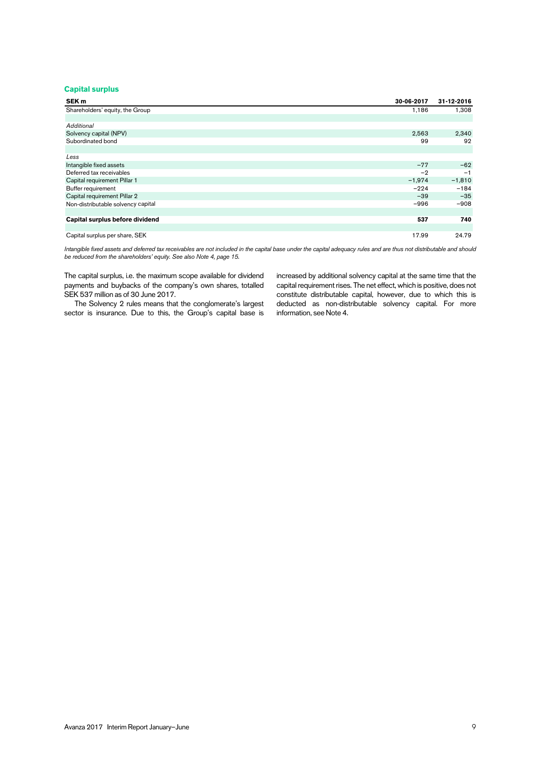## Capital surplus

| SEK m | 30-06-2017 | 31-12-2016 |
|---|---|---|
| Shareholders' equity, the Group | 1,186 | 1,308 |
| | | |
| *Additional* | | |
| Solvency capital (NPV) | 2,563 | 2,340 |
| Subordinated bond | 99 | 92 |
| | | |
| *Less* | | |
| Intangible fixed assets | −77 | −62 |
| Deferred tax receivables | −2 | −1 |
| Capital requirement Pillar 1 | −1,974 | −1,810 |
| Buffer requirement | −224 | −184 |
| Capital requirement Pillar 2 | −39 | −35 |
| Non-distributable solvency capital | −996 | −908 |
| | | |
| **Capital surplus before dividend** | **537** | **740** |
| | | |
| Capital surplus per share, SEK | 17.99 | 24.79 |

*Intangible fixed assets and deferred tax receivables are not included in the capital base under the capital adequacy rules and are thus not distributable and should be reduced from the shareholders' equity. See also Note 4, page 15.*

The capital surplus, i.e. the maximum scope available for dividend payments and buybacks of the company's own shares, totalled SEK 537 million as of 30 June 2017.

The Solvency 2 rules means that the conglomerate's largest sector is insurance. Due to this, the Group's capital base is increased by additional solvency capital at the same time that the capital requirement rises. The net effect, which is positive, does not constitute distributable capital, however, due to which this is deducted as non-distributable solvency capital. For more information, see Note 4.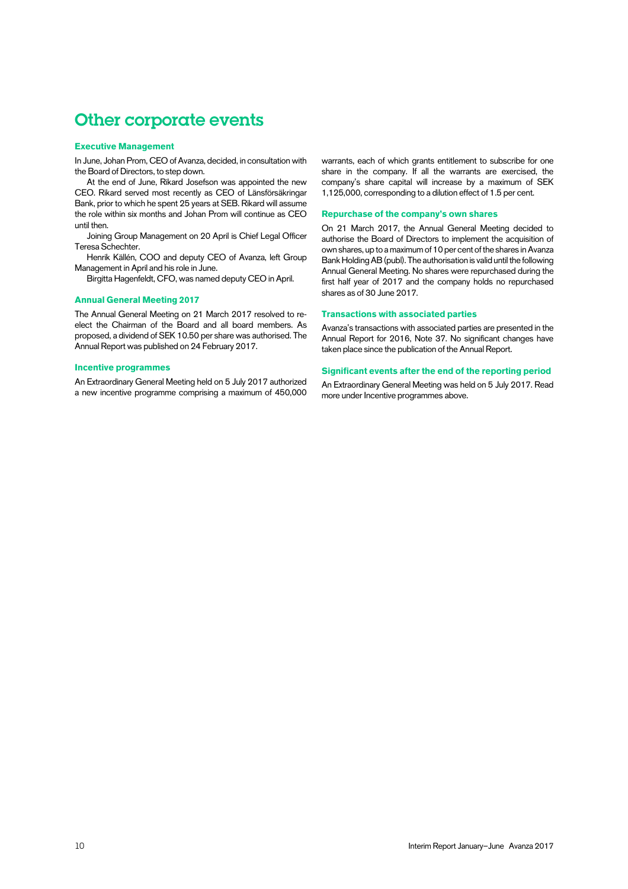# Other corporate events

### Executive Management

In June, Johan Prom, CEO of Avanza, decided, in consultation with the Board of Directors, to step down.

At the end of June, Rikard Josefson was appointed the new CEO. Rikard served most recently as CEO of Länsförsäkringar Bank, prior to which he spent 25 years at SEB. Rikard will assume the role within six months and Johan Prom will continue as CEO until then.

Joining Group Management on 20 April is Chief Legal Officer Teresa Schechter.

Henrik Källén, COO and deputy CEO of Avanza, left Group Management in April and his role in June.

Birgitta Hagenfeldt, CFO, was named deputy CEO in April.

### Annual General Meeting 2017

The Annual General Meeting on 21 March 2017 resolved to re-elect the Chairman of the Board and all board members. As proposed, a dividend of SEK 10.50 per share was authorised. The Annual Report was published on 24 February 2017.

### Incentive programmes

An Extraordinary General Meeting held on 5 July 2017 authorized a new incentive programme comprising a maximum of 450,000 warrants, each of which grants entitlement to subscribe for one share in the company. If all the warrants are exercised, the company's share capital will increase by a maximum of SEK 1,125,000, corresponding to a dilution effect of 1.5 per cent.

### Repurchase of the company's own shares

On 21 March 2017, the Annual General Meeting decided to authorise the Board of Directors to implement the acquisition of own shares, up to a maximum of 10 per cent of the shares in Avanza Bank Holding AB (publ). The authorisation is valid until the following Annual General Meeting. No shares were repurchased during the first half year of 2017 and the company holds no repurchased shares as of 30 June 2017.

### Transactions with associated parties

Avanza's transactions with associated parties are presented in the Annual Report for 2016, Note 37. No significant changes have taken place since the publication of the Annual Report.

### Significant events after the end of the reporting period

An Extraordinary General Meeting was held on 5 July 2017. Read more under Incentive programmes above.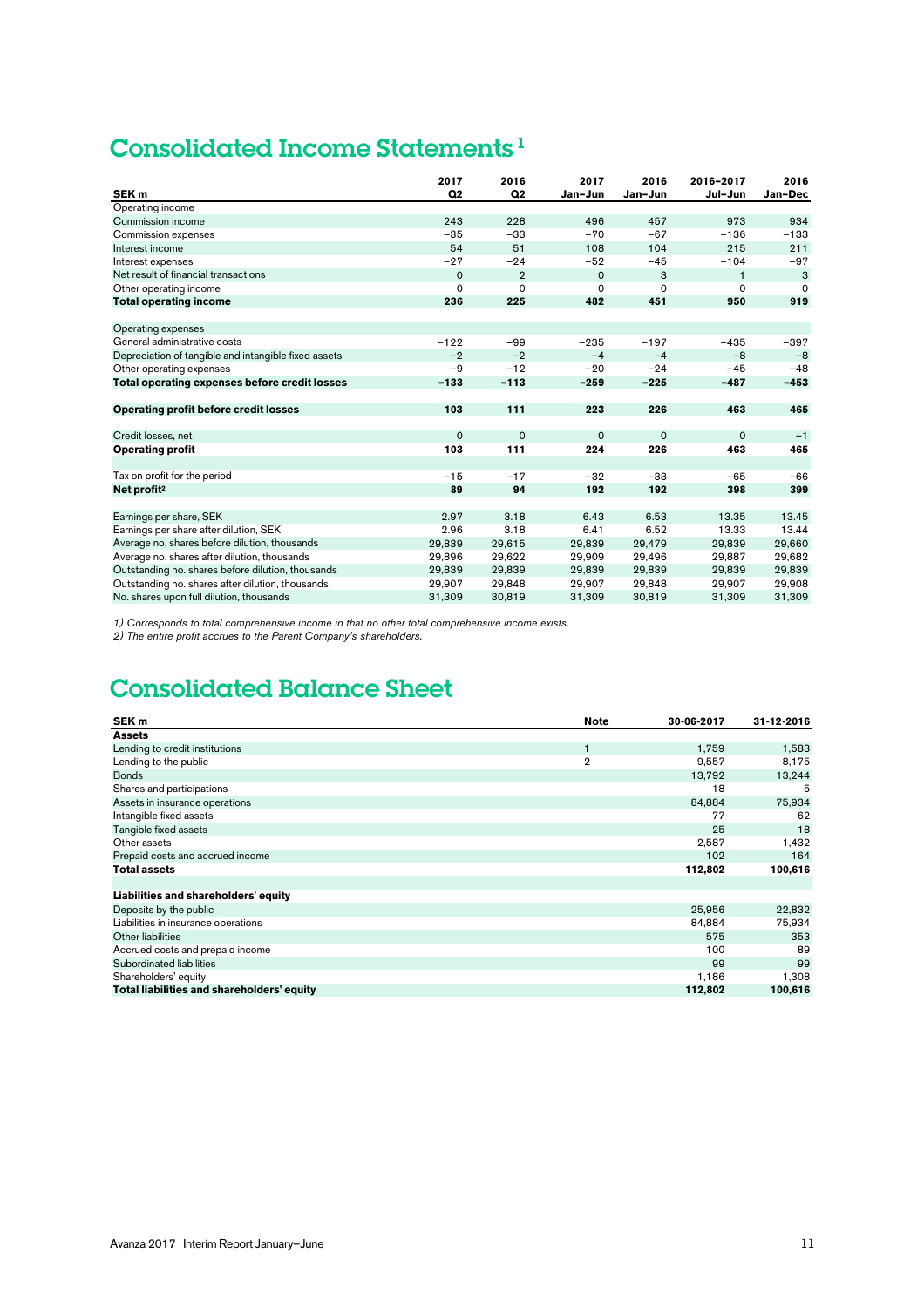# Consolidated Income Statements [1]

| SEK m | 2017 Q2 | 2016 Q2 | 2017 Jan–Jun | 2016 Jan–Jun | 2016–2017 Jul–Jun | 2016 Jan–Dec |
|---|---|---|---|---|---|---|
| Operating income | | | | | | |
| Commission income | 243 | 228 | 496 | 457 | 973 | 934 |
| Commission expenses | –35 | –33 | –70 | –67 | –136 | –133 |
| Interest income | 54 | 51 | 108 | 104 | 215 | 211 |
| Interest expenses | –27 | –24 | –52 | –45 | –104 | –97 |
| Net result of financial transactions | 0 | 2 | 0 | 3 | 1 | 3 |
| Other operating income | 0 | 0 | 0 | 0 | 0 | 0 |
| **Total operating income** | **236** | **225** | **482** | **451** | **950** | **919** |
| | | | | | | |
| Operating expenses | | | | | | |
| General administrative costs | –122 | –99 | –235 | –197 | –435 | –397 |
| Depreciation of tangible and intangible fixed assets | –2 | –2 | –4 | –4 | –8 | –8 |
| Other operating expenses | –9 | –12 | –20 | –24 | –45 | –48 |
| **Total operating expenses before credit losses** | **–133** | **–113** | **–259** | **–225** | **–487** | **–453** |
| | | | | | | |
| **Operating profit before credit losses** | **103** | **111** | **223** | **226** | **463** | **465** |
| | | | | | | |
| Credit losses, net | 0 | 0 | 0 | 0 | 0 | –1 |
| **Operating profit** | **103** | **111** | **224** | **226** | **463** | **465** |
| | | | | | | |
| Tax on profit for the period | –15 | –17 | –32 | –33 | –65 | –66 |
| **Net profit[2]** | **89** | **94** | **192** | **192** | **398** | **399** |
| | | | | | | |
| Earnings per share, SEK | 2.97 | 3.18 | 6.43 | 6.53 | 13.35 | 13.45 |
| Earnings per share after dilution, SEK | 2.96 | 3.18 | 6.41 | 6.52 | 13.33 | 13.44 |
| Average no. shares before dilution, thousands | 29,839 | 29,615 | 29,839 | 29,479 | 29,839 | 29,660 |
| Average no. shares after dilution, thousands | 29,896 | 29,622 | 29,909 | 29,496 | 29,887 | 29,682 |
| Outstanding no. shares before dilution, thousands | 29,839 | 29,839 | 29,839 | 29,839 | 29,839 | 29,839 |
| Outstanding no. shares after dilution, thousands | 29,907 | 29,848 | 29,907 | 29,848 | 29,907 | 29,908 |
| No. shares upon full dilution, thousands | 31,309 | 30,819 | 31,309 | 30,819 | 31,309 | 31,309 |

*1) Corresponds to total comprehensive income in that no other total comprehensive income exists.*
*2) The entire profit accrues to the Parent Company's shareholders.*

# Consolidated Balance Sheet

| SEK m | Note | 30-06-2017 | 31-12-2016 |
|---|---|---|---|
| **Assets** | | | |
| Lending to credit institutions | 1 | 1,759 | 1,583 |
| Lending to the public | 2 | 9,557 | 8,175 |
| Bonds | | 13,792 | 13,244 |
| Shares and participations | | 18 | 5 |
| Assets in insurance operations | | 84,884 | 75,934 |
| Intangible fixed assets | | 77 | 62 |
| Tangible fixed assets | | 25 | 18 |
| Other assets | | 2,587 | 1,432 |
| Prepaid costs and accrued income | | 102 | 164 |
| **Total assets** | | **112,802** | **100,616** |
| | | | |
| **Liabilities and shareholders' equity** | | | |
| Deposits by the public | | 25,956 | 22,832 |
| Liabilities in insurance operations | | 84,884 | 75,934 |
| Other liabilities | | 575 | 353 |
| Accrued costs and prepaid income | | 100 | 89 |
| Subordinated liabilities | | 99 | 99 |
| Shareholders' equity | | 1,186 | 1,308 |
| **Total liabilities and shareholders' equity** | | **112,802** | **100,616** |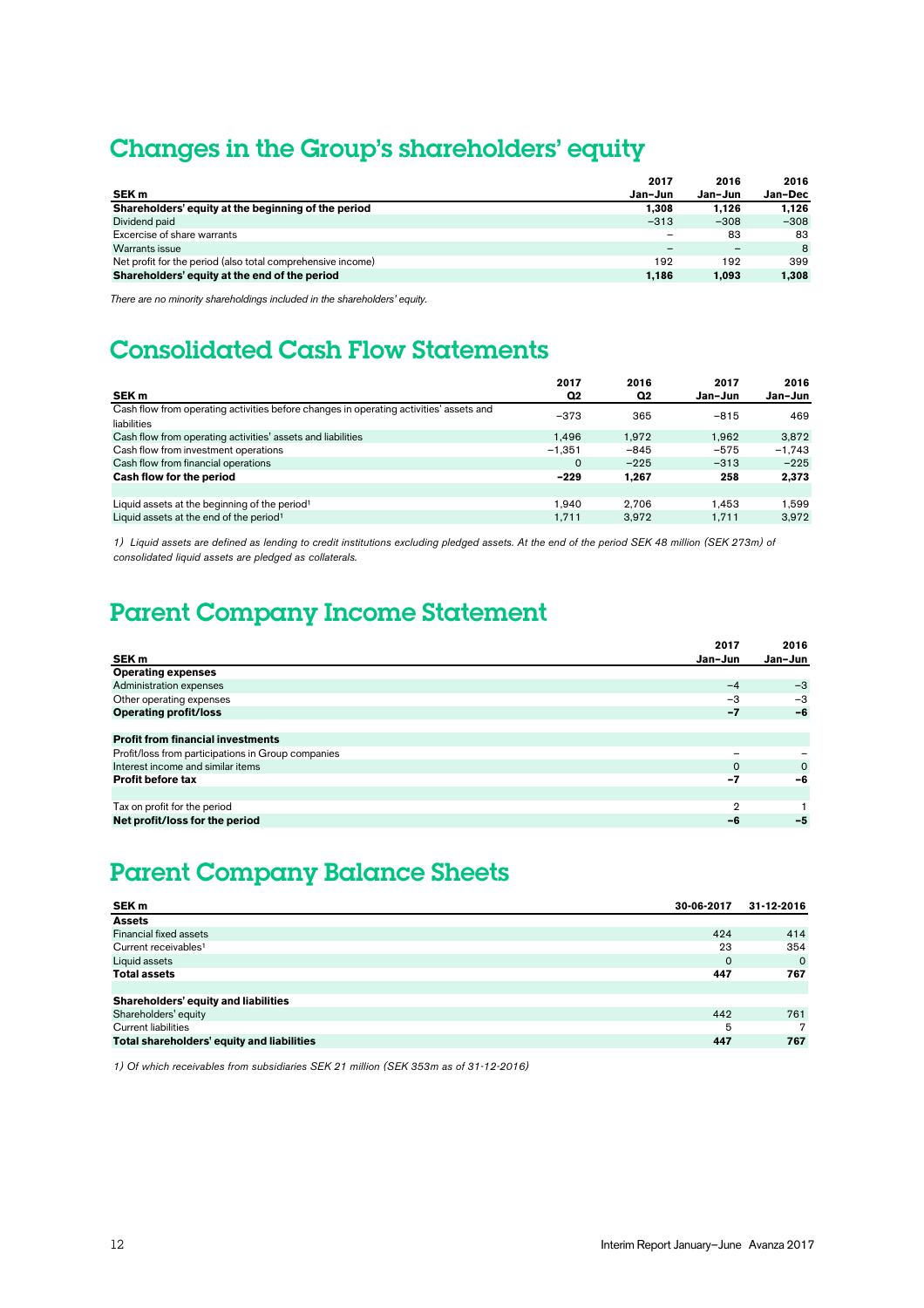# Changes in the Group's shareholders' equity

| SEK m | 2017 Jan–Jun | 2016 Jan–Jun | 2016 Jan–Dec |
|---|---|---|---|
| **Shareholders' equity at the beginning of the period** | **1,308** | **1,126** | **1,126** |
| Dividend paid | −313 | −308 | −308 |
| Excercise of share warrants | – | 83 | 83 |
| Warrants issue | – | – | 8 |
| Net profit for the period (also total comprehensive income) | 192 | 192 | 399 |
| **Shareholders' equity at the end of the period** | **1,186** | **1,093** | **1,308** |

*There are no minority shareholdings included in the shareholders' equity.*

# Consolidated Cash Flow Statements

| SEK m | 2017 Q2 | 2016 Q2 | 2017 Jan–Jun | 2016 Jan–Jun |
|---|---|---|---|---|
| Cash flow from operating activities before changes in operating activities' assets and liabilities | −373 | 365 | −815 | 469 |
| Cash flow from operating activities' assets and liabilities | 1,496 | 1,972 | 1,962 | 3,872 |
| Cash flow from investment operations | −1,351 | −845 | −575 | −1,743 |
| Cash flow from financial operations | 0 | −225 | −313 | −225 |
| **Cash flow for the period** | **−229** | **1,267** | **258** | **2,373** |
| | | | | |
| Liquid assets at the beginning of the period[1] | 1,940 | 2,706 | 1,453 | 1,599 |
| Liquid assets at the end of the period[1] | 1,711 | 3,972 | 1,711 | 3,972 |

*1) Liquid assets are defined as lending to credit institutions excluding pledged assets. At the end of the period SEK 48 million (SEK 273m) of consolidated liquid assets are pledged as collaterals.*

# Parent Company Income Statement

| SEK m | 2017 Jan–Jun | 2016 Jan–Jun |
|---|---|---|
| **Operating expenses** | | |
| Administration expenses | −4 | −3 |
| Other operating expenses | −3 | −3 |
| **Operating profit/loss** | **−7** | **−6** |
| | | |
| **Profit from financial investments** | | |
| Profit/loss from participations in Group companies | – | – |
| Interest income and similar items | 0 | 0 |
| **Profit before tax** | **−7** | **−6** |
| | | |
| Tax on profit for the period | 2 | 1 |
| **Net profit/loss for the period** | **−6** | **−5** |

# Parent Company Balance Sheets

| SEK m | 30-06-2017 | 31-12-2016 |
|---|---|---|
| **Assets** | | |
| Financial fixed assets | 424 | 414 |
| Current receivables[1] | 23 | 354 |
| Liquid assets | 0 | 0 |
| **Total assets** | **447** | **767** |
| | | |
| **Shareholders' equity and liabilities** | | |
| Shareholders' equity | 442 | 761 |
| Current liabilities | 5 | 7 |
| **Total shareholders' equity and liabilities** | **447** | **767** |

*1) Of which receivables from subsidiaries SEK 21 million (SEK 353m as of 31-12-2016)*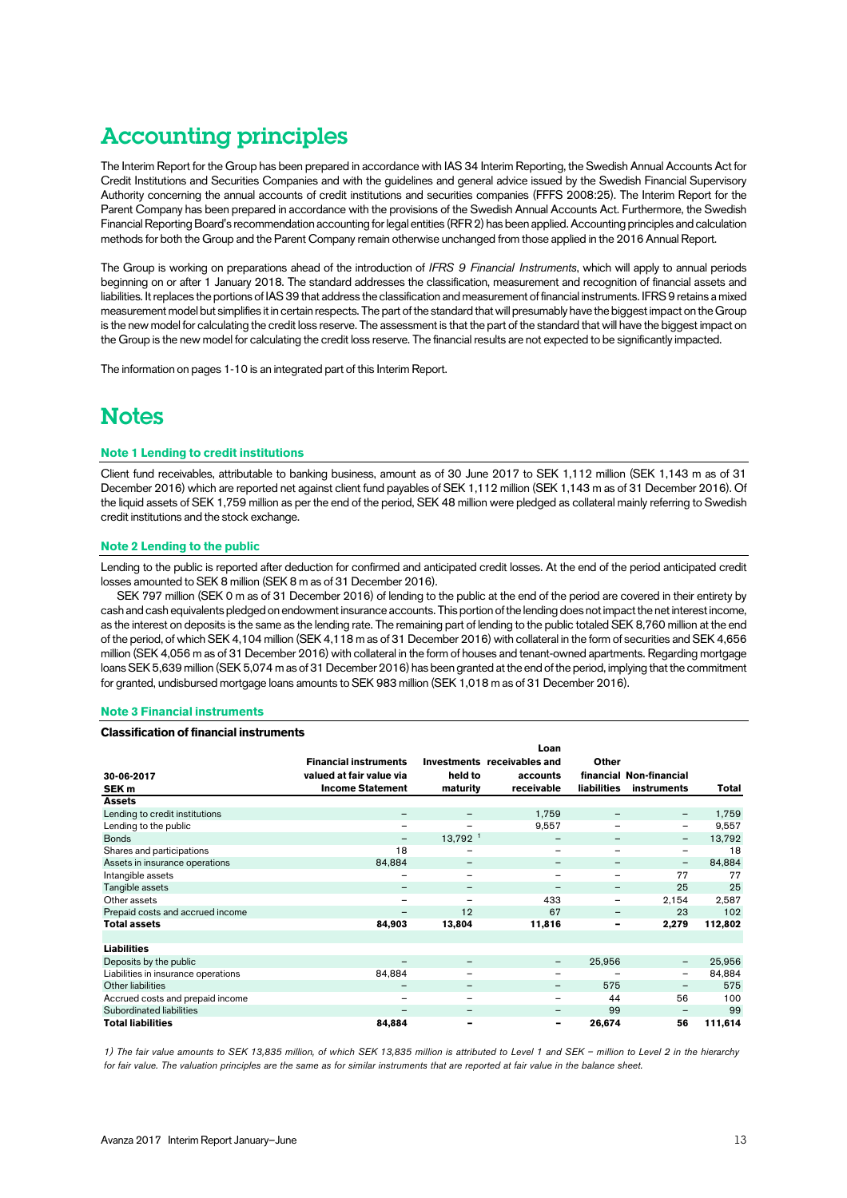# Accounting principles

The Interim Report for the Group has been prepared in accordance with IAS 34 Interim Reporting, the Swedish Annual Accounts Act for Credit Institutions and Securities Companies and with the guidelines and general advice issued by the Swedish Financial Supervisory Authority concerning the annual accounts of credit institutions and securities companies (FFFS 2008:25). The Interim Report for the Parent Company has been prepared in accordance with the provisions of the Swedish Annual Accounts Act. Furthermore, the Swedish Financial Reporting Board's recommendation accounting for legal entities (RFR 2) has been applied. Accounting principles and calculation methods for both the Group and the Parent Company remain otherwise unchanged from those applied in the 2016 Annual Report.

The Group is working on preparations ahead of the introduction of *IFRS 9 Financial Instruments*, which will apply to annual periods beginning on or after 1 January 2018. The standard addresses the classification, measurement and recognition of financial assets and liabilities. It replaces the portions of IAS 39 that address the classification and measurement of financial instruments. IFRS 9 retains a mixed measurement model but simplifies it in certain respects. The part of the standard that will presumably have the biggest impact on the Group is the new model for calculating the credit loss reserve. The assessment is that the part of the standard that will have the biggest impact on the Group is the new model for calculating the credit loss reserve. The financial results are not expected to be significantly impacted.

The information on pages 1-10 is an integrated part of this Interim Report.

# Notes

### Note 1 Lending to credit institutions

Client fund receivables, attributable to banking business, amount as of 30 June 2017 to SEK 1,112 million (SEK 1,143 m as of 31 December 2016) which are reported net against client fund payables of SEK 1,112 million (SEK 1,143 m as of 31 December 2016). Of the liquid assets of SEK 1,759 million as per the end of the period, SEK 48 million were pledged as collateral mainly referring to Swedish credit institutions and the stock exchange.

### Note 2 Lending to the public

Lending to the public is reported after deduction for confirmed and anticipated credit losses. At the end of the period anticipated credit losses amounted to SEK 8 million (SEK 8 m as of 31 December 2016).

SEK 797 million (SEK 0 m as of 31 December 2016) of lending to the public at the end of the period are covered in their entirety by cash and cash equivalents pledged on endowment insurance accounts. This portion of the lending does not impact the net interest income, as the interest on deposits is the same as the lending rate. The remaining part of lending to the public totaled SEK 8,760 million at the end of the period, of which SEK 4,104 million (SEK 4,118 m as of 31 December 2016) with collateral in the form of securities and SEK 4,656 million (SEK 4,056 m as of 31 December 2016) with collateral in the form of houses and tenant-owned apartments. Regarding mortgage loans SEK 5,639 million (SEK 5,074 m as of 31 December 2016) has been granted at the end of the period, implying that the commitment for granted, undisbursed mortgage loans amounts to SEK 983 million (SEK 1,018 m as of 31 December 2016).

### Note 3 Financial instruments

**Classification of financial instruments**

| 30-06-2017<br>SEK m | Financial instruments valued at fair value via Income Statement | Investments held to maturity | Loan receivables and accounts receivable | Other financial liabilities | Non-financial instruments | Total |
|---|---|---|---|---|---|---|
| **Assets** | | | | | | |
| Lending to credit institutions | – | – | 1,759 | – | – | 1,759 |
| Lending to the public | – | – | 9,557 | – | – | 9,557 |
| Bonds | – | 13,792 [1] | – | – | – | 13,792 |
| Shares and participations | 18 | – | – | – | – | 18 |
| Assets in insurance operations | 84,884 | – | – | – | – | 84,884 |
| Intangible assets | – | – | – | – | 77 | 77 |
| Tangible assets | – | – | – | – | 25 | 25 |
| Other assets | – | – | 433 | – | 2,154 | 2,587 |
| Prepaid costs and accrued income | – | 12 | 67 | – | 23 | 102 |
| **Total assets** | **84,903** | **13,804** | **11,816** | **–** | **2,279** | **112,802** |
| | | | | | | |
| **Liabilities** | | | | | | |
| Deposits by the public | – | – | – | 25,956 | – | 25,956 |
| Liabilities in insurance operations | 84,884 | – | – | – | – | 84,884 |
| Other liabilities | – | – | – | 575 | – | 575 |
| Accrued costs and prepaid income | – | – | – | 44 | 56 | 100 |
| Subordinated liabilities | – | – | – | 99 | – | 99 |
| **Total liabilities** | **84,884** | **–** | **–** | **26,674** | **56** | **111,614** |

*1) The fair value amounts to SEK 13,835 million, of which SEK 13,835 million is attributed to Level 1 and SEK – million to Level 2 in the hierarchy for fair value. The valuation principles are the same as for similar instruments that are reported at fair value in the balance sheet.*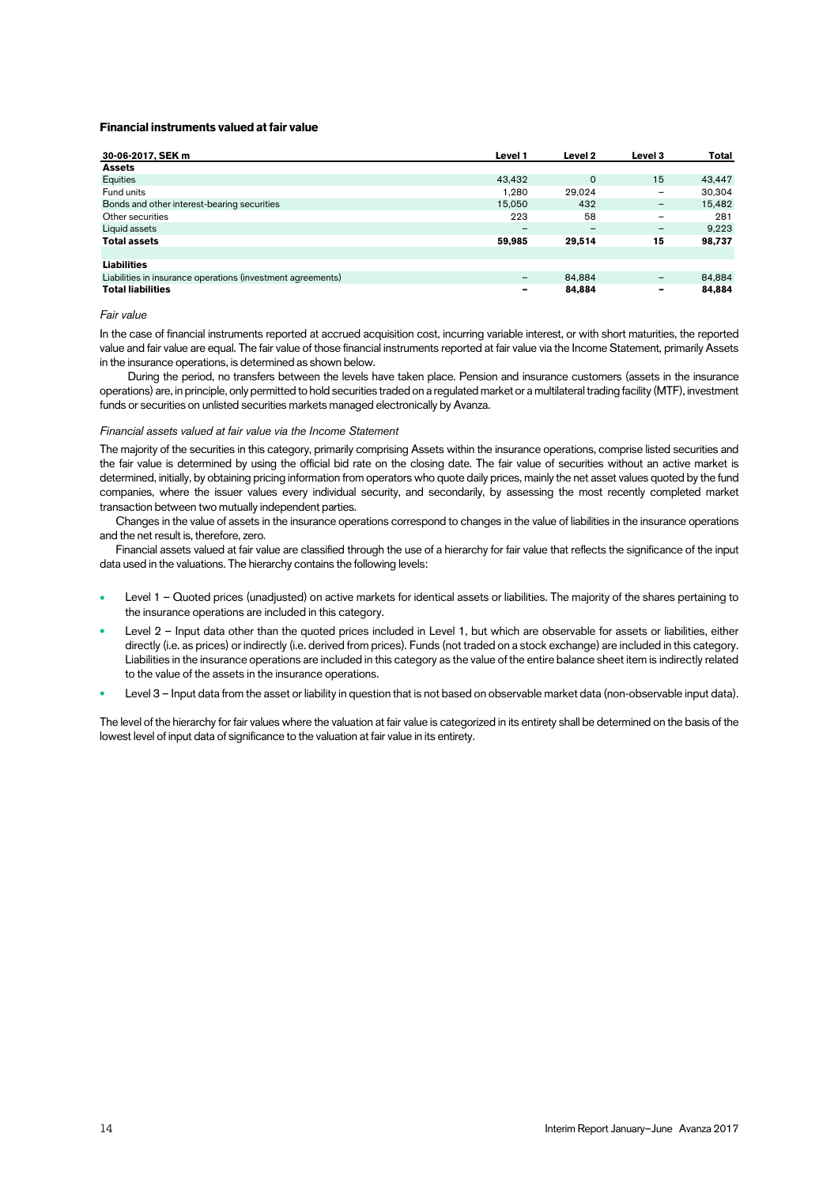### Financial instruments valued at fair value

| 30-06-2017, SEK m | Level 1 | Level 2 | Level 3 | Total |
|---|---|---|---|---|
| **Assets** | | | | |
| Equities | 43,432 | 0 | 15 | 43,447 |
| Fund units | 1,280 | 29,024 | – | 30,304 |
| Bonds and other interest-bearing securities | 15,050 | 432 | – | 15,482 |
| Other securities | 223 | 58 | – | 281 |
| Liquid assets | – | – | – | 9,223 |
| **Total assets** | **59,985** | **29,514** | **15** | **98,737** |
| | | | | |
| **Liabilities** | | | | |
| Liabilities in insurance operations (investment agreements) | – | 84,884 | – | 84,884 |
| **Total liabilities** | **–** | **84,884** | **–** | **84,884** |

*Fair value*

In the case of financial instruments reported at accrued acquisition cost, incurring variable interest, or with short maturities, the reported value and fair value are equal. The fair value of those financial instruments reported at fair value via the Income Statement, primarily Assets in the insurance operations, is determined as shown below.

During the period, no transfers between the levels have taken place. Pension and insurance customers (assets in the insurance operations) are, in principle, only permitted to hold securities traded on a regulated market or a multilateral trading facility (MTF), investment funds or securities on unlisted securities markets managed electronically by Avanza.

*Financial assets valued at fair value via the Income Statement*

The majority of the securities in this category, primarily comprising Assets within the insurance operations, comprise listed securities and the fair value is determined by using the official bid rate on the closing date. The fair value of securities without an active market is determined, initially, by obtaining pricing information from operators who quote daily prices, mainly the net asset values quoted by the fund companies, where the issuer values every individual security, and secondarily, by assessing the most recently completed market transaction between two mutually independent parties.

Changes in the value of assets in the insurance operations correspond to changes in the value of liabilities in the insurance operations and the net result is, therefore, zero.

Financial assets valued at fair value are classified through the use of a hierarchy for fair value that reflects the significance of the input data used in the valuations. The hierarchy contains the following levels:

- Level 1 – Quoted prices (unadjusted) on active markets for identical assets or liabilities. The majority of the shares pertaining to the insurance operations are included in this category.
- Level 2 – Input data other than the quoted prices included in Level 1, but which are observable for assets or liabilities, either directly (i.e. as prices) or indirectly (i.e. derived from prices). Funds (not traded on a stock exchange) are included in this category. Liabilities in the insurance operations are included in this category as the value of the entire balance sheet item is indirectly related to the value of the assets in the insurance operations.
- Level 3 – Input data from the asset or liability in question that is not based on observable market data (non-observable input data).

The level of the hierarchy for fair values where the valuation at fair value is categorized in its entirety shall be determined on the basis of the lowest level of input data of significance to the valuation at fair value in its entirety.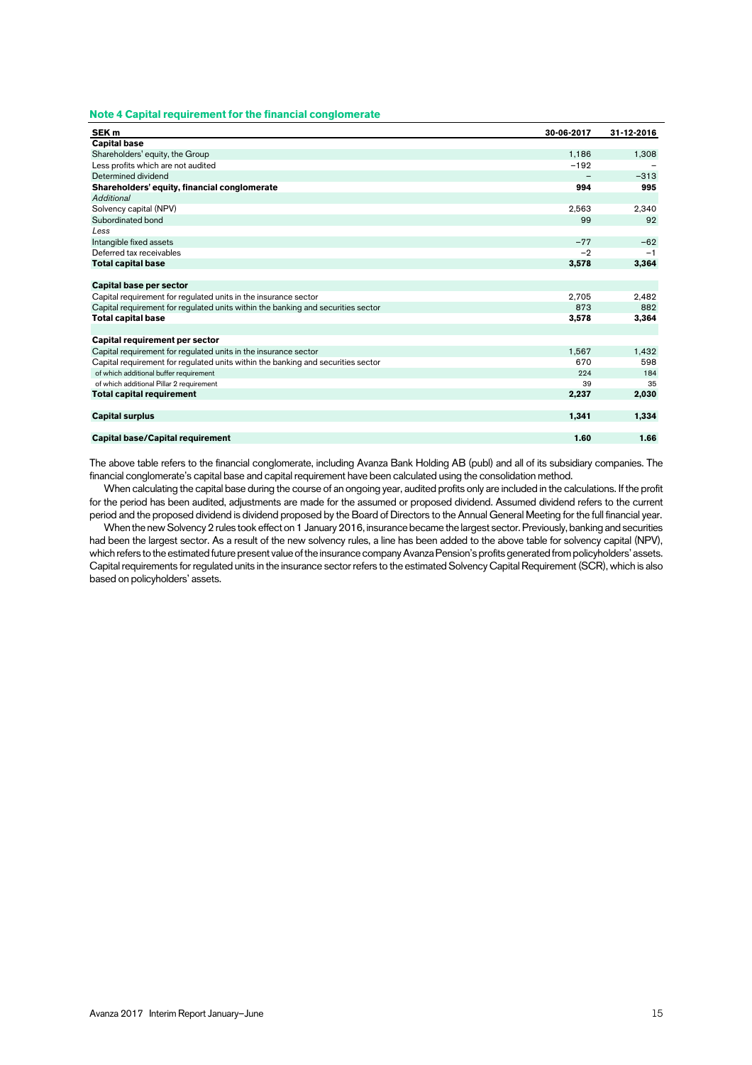## Note 4 Capital requirement for the financial conglomerate

| SEK m | 30-06-2017 | 31-12-2016 |
|---|---|---|
| **Capital base** | | |
| Shareholders' equity, the Group | 1,186 | 1,308 |
| Less profits which are not audited | −192 | – |
| Determined dividend | – | −313 |
| **Shareholders' equity, financial conglomerate** | **994** | **995** |
| *Additional* | | |
| Solvency capital (NPV) | 2,563 | 2,340 |
| Subordinated bond | 99 | 92 |
| *Less* | | |
| Intangible fixed assets | −77 | −62 |
| Deferred tax receivables | −2 | −1 |
| **Total capital base** | **3,578** | **3,364** |
| | | |
| **Capital base per sector** | | |
| Capital requirement for regulated units in the insurance sector | 2,705 | 2,482 |
| Capital requirement for regulated units within the banking and securities sector | 873 | 882 |
| **Total capital base** | **3,578** | **3,364** |
| | | |
| **Capital requirement per sector** | | |
| Capital requirement for regulated units in the insurance sector | 1,567 | 1,432 |
| Capital requirement for regulated units within the banking and securities sector | 670 | 598 |
| of which additional buffer requirement | 224 | 184 |
| of which additional Pillar 2 requirement | 39 | 35 |
| **Total capital requirement** | **2,237** | **2,030** |
| | | |
| **Capital surplus** | **1,341** | **1,334** |
| | | |
| **Capital base/Capital requirement** | **1.60** | **1.66** |

The above table refers to the financial conglomerate, including Avanza Bank Holding AB (publ) and all of its subsidiary companies. The financial conglomerate's capital base and capital requirement have been calculated using the consolidation method.

When calculating the capital base during the course of an ongoing year, audited profits only are included in the calculations. If the profit for the period has been audited, adjustments are made for the assumed or proposed dividend. Assumed dividend refers to the current period and the proposed dividend is dividend proposed by the Board of Directors to the Annual General Meeting for the full financial year.

When the new Solvency 2 rules took effect on 1 January 2016, insurance became the largest sector. Previously, banking and securities had been the largest sector. As a result of the new solvency rules, a line has been added to the above table for solvency capital (NPV), which refers to the estimated future present value of the insurance company Avanza Pension's profits generated from policyholders' assets. Capital requirements for regulated units in the insurance sector refers to the estimated Solvency Capital Requirement (SCR), which is also based on policyholders' assets.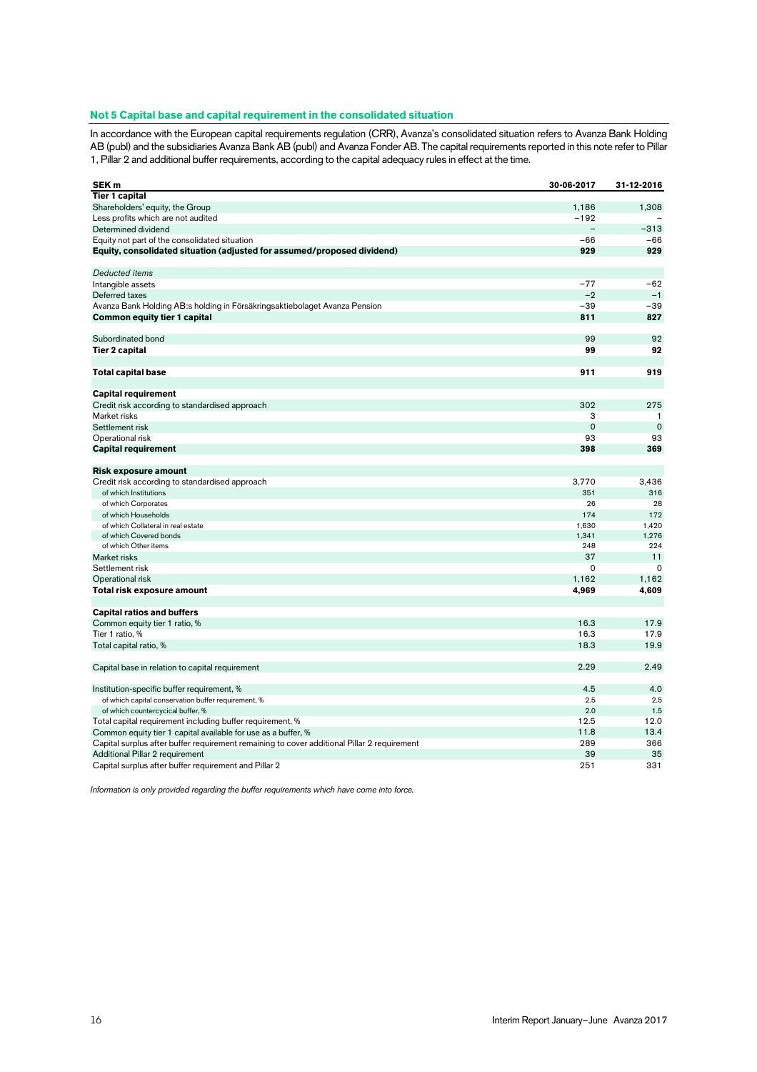## Not 5 Capital base and capital requirement in the consolidated situation

In accordance with the European capital requirements regulation (CRR), Avanza's consolidated situation refers to Avanza Bank Holding AB (publ) and the subsidiaries Avanza Bank AB (publ) and Avanza Fonder AB. The capital requirements reported in this note refer to Pillar 1, Pillar 2 and additional buffer requirements, according to the capital adequacy rules in effect at the time.

| SEK m | 30-06-2017 | 31-12-2016 |
|---|---|---|
| **Tier 1 capital** | | |
| Shareholders' equity, the Group | 1,186 | 1,308 |
| Less profits which are not audited | −192 | – |
| Determined dividend | – | −313 |
| Equity not part of the consolidated situation | −66 | −66 |
| **Equity, consolidated situation (adjusted for assumed/proposed dividend)** | **929** | **929** |
| | | |
| *Deducted items* | | |
| Intangible assets | −77 | −62 |
| Deferred taxes | −2 | −1 |
| Avanza Bank Holding AB:s holding in Försäkringsaktiebolaget Avanza Pension | −39 | −39 |
| **Common equity tier 1 capital** | **811** | **827** |
| | | |
| Subordinated bond | 99 | 92 |
| **Tier 2 capital** | **99** | **92** |
| | | |
| **Total capital base** | **911** | **919** |
| | | |
| **Capital requirement** | | |
| Credit risk according to standardised approach | 302 | 275 |
| Market risks | 3 | 1 |
| Settlement risk | 0 | 0 |
| Operational risk | 93 | 93 |
| **Capital requirement** | **398** | **369** |
| | | |
| **Risk exposure amount** | | |
| Credit risk according to standardised approach | 3,770 | 3,436 |
| of which Institutions | 351 | 316 |
| of which Corporates | 26 | 28 |
| of which Households | 174 | 172 |
| of which Collateral in real estate | 1,630 | 1,420 |
| of which Covered bonds | 1,341 | 1,276 |
| of which Other items | 248 | 224 |
| Market risks | 37 | 11 |
| Settlement risk | 0 | 0 |
| Operational risk | 1,162 | 1,162 |
| **Total risk exposure amount** | **4,969** | **4,609** |
| | | |
| **Capital ratios and buffers** | | |
| Common equity tier 1 ratio, % | 16.3 | 17.9 |
| Tier 1 ratio, % | 16.3 | 17.9 |
| Total capital ratio, % | 18.3 | 19.9 |
| | | |
| Capital base in relation to capital requirement | 2.29 | 2.49 |
| | | |
| Institution-specific buffer requirement, % | 4.5 | 4.0 |
| of which capital conservation buffer requirement, % | 2.5 | 2.5 |
| of which countercyclical buffer, % | 2.0 | 1.5 |
| Total capital requirement including buffer requirement, % | 12.5 | 12.0 |
| Common equity tier 1 capital available for use as a buffer, % | 11.8 | 13.4 |
| Capital surplus after buffer requirement remaining to cover additional Pillar 2 requirement | 289 | 366 |
| Additional Pillar 2 requirement | 39 | 35 |
| Capital surplus after buffer requirement and Pillar 2 | 251 | 331 |

*Information is only provided regarding the buffer requirements which have come into force.*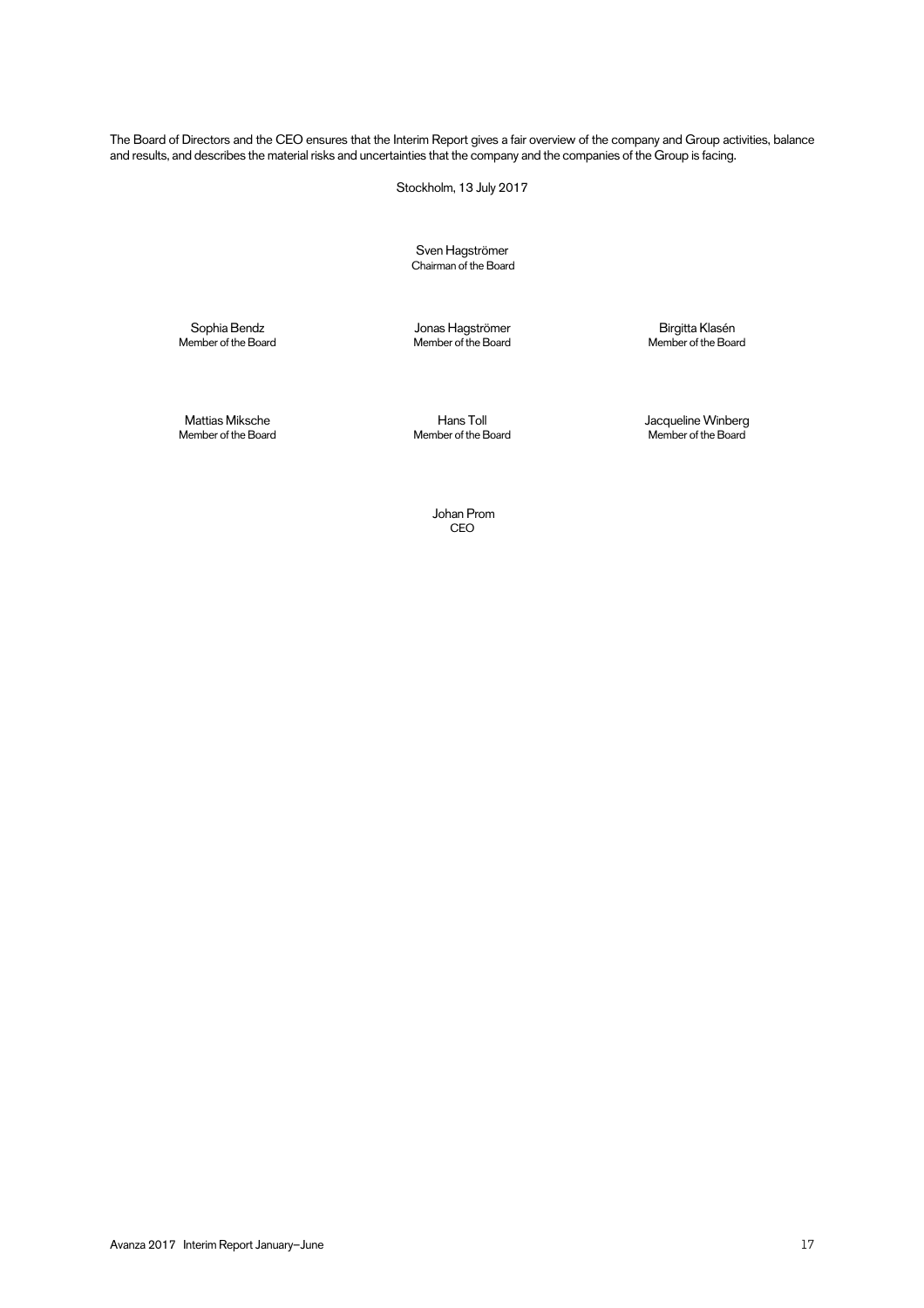The Board of Directors and the CEO ensures that the Interim Report gives a fair overview of the company and Group activities, balance and results, and describes the material risks and uncertainties that the company and the companies of the Group is facing.

Stockholm, 13 July 2017

Sven Hagströmer
Chairman of the Board

Sophia Bendz
Member of the Board

Jonas Hagströmer
Member of the Board

Birgitta Klasén
Member of the Board

Mattias Miksche
Member of the Board

Hans Toll
Member of the Board

Jacqueline Winberg
Member of the Board

Johan Prom
CEO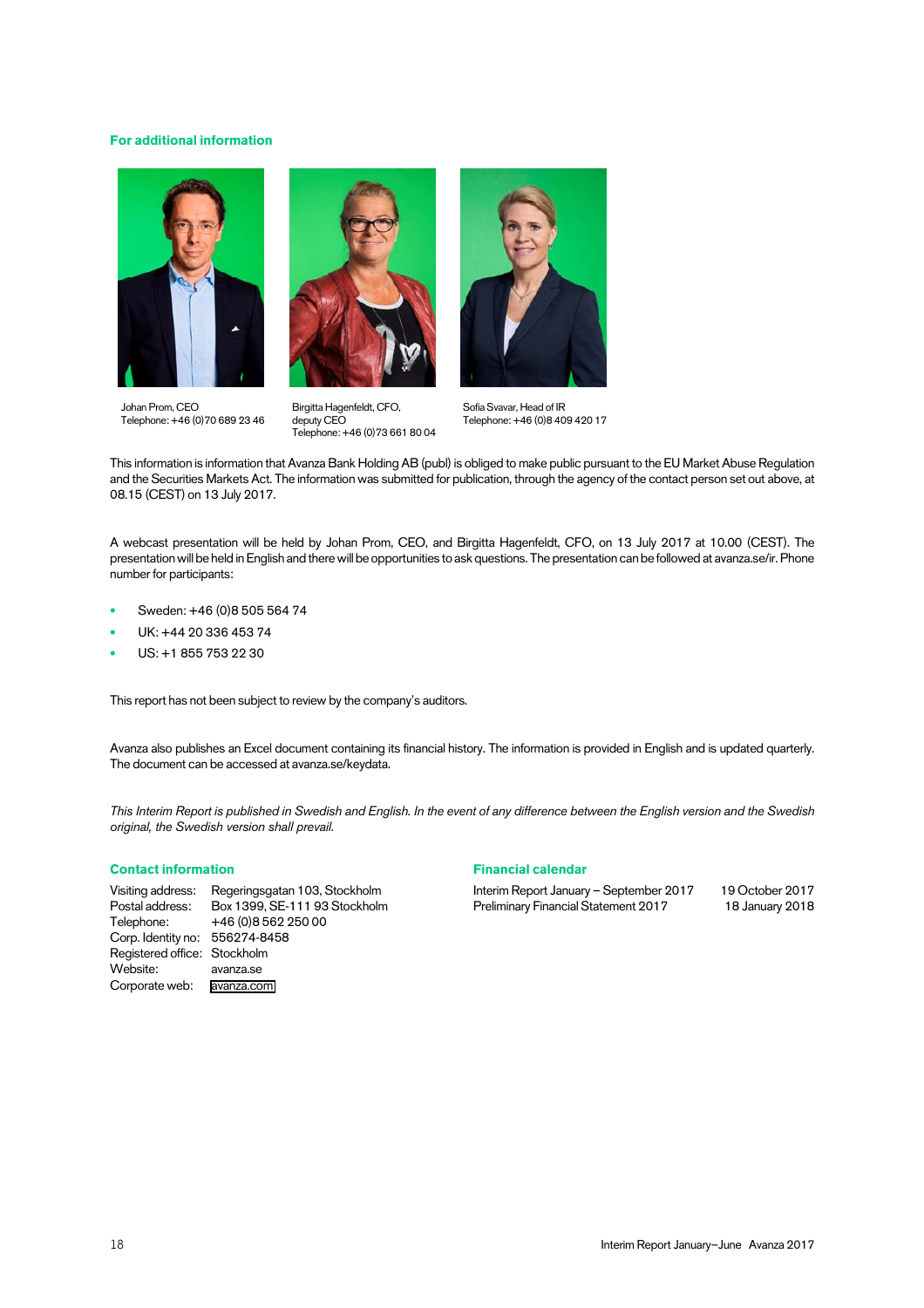## For additional information

Johan Prom, CEO
Telephone: +46 (0)70 689 23 46

Birgitta Hagenfeldt, CFO, deputy CEO
Telephone: +46 (0)73 661 80 04

Sofia Svavar, Head of IR
Telephone: +46 (0)8 409 420 17

This information is information that Avanza Bank Holding AB (publ) is obliged to make public pursuant to the EU Market Abuse Regulation and the Securities Markets Act. The information was submitted for publication, through the agency of the contact person set out above, at 08.15 (CEST) on 13 July 2017.

A webcast presentation will be held by Johan Prom, CEO, and Birgitta Hagenfeldt, CFO, on 13 July 2017 at 10.00 (CEST). The presentation will be held in English and there will be opportunities to ask questions. The presentation can be followed at avanza.se/ir. Phone number for participants:

- Sweden: +46 (0)8 505 564 74
- UK: +44 20 336 453 74
- US: +1 855 753 22 30

This report has not been subject to review by the company's auditors.

Avanza also publishes an Excel document containing its financial history. The information is provided in English and is updated quarterly. The document can be accessed at avanza.se/keydata.

*This Interim Report is published in Swedish and English. In the event of any difference between the English version and the Swedish original, the Swedish version shall prevail.*

## Contact information

| | |
|---|---|
| Visiting address: | Regeringsgatan 103, Stockholm |
| Postal address: | Box 1399, SE-111 93 Stockholm |
| Telephone: | +46 (0)8 562 250 00 |
| Corp. Identity no: | 556274-8458 |
| Registered office: | Stockholm |
| Website: | avanza.se |
| Corporate web: | avanza.com |

## Financial calendar

| | |
|---|---|
| Interim Report January – September 2017 | 19 October 2017 |
| Preliminary Financial Statement 2017 | 18 January 2018 |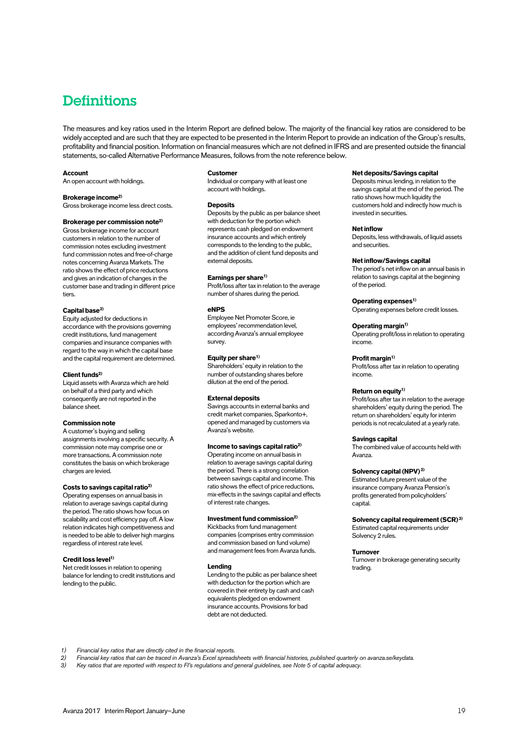# Definitions

The measures and key ratios used in the Interim Report are defined below. The majority of the financial key ratios are considered to be widely accepted and are such that they are expected to be presented in the Interim Report to provide an indication of the Group's results, profitability and financial position. Information on financial measures which are not defined in IFRS and are presented outside the financial statements, so-called Alternative Performance Measures, follows from the note reference below.

**Account**
An open account with holdings.

**Brokerage income[2]**
Gross brokerage income less direct costs.

**Brokerage per commission note[2]**
Gross brokerage income for account customers in relation to the number of commission notes excluding investment fund commission notes and free-of-charge notes concerning Avanza Markets. The ratio shows the effect of price reductions and gives an indication of changes in the customer base and trading in different price tiers.

**Capital base[3]**
Equity adjusted for deductions in accordance with the provisions governing credit institutions, fund management companies and insurance companies with regard to the way in which the capital base and the capital requirement are determined.

**Client funds[2]**
Liquid assets with Avanza which are held on behalf of a third party and which consequently are not reported in the balance sheet.

**Commission note**
A customer's buying and selling assignments involving a specific security. A commission note may comprise one or more transactions. A commission note constitutes the basis on which brokerage charges are levied.

**Costs to savings capital ratio[2]**
Operating expenses on annual basis in relation to average savings capital during the period. The ratio shows how focus on scalability and cost efficiency pay off. A low relation indicates high competitiveness and is needed to be able to deliver high margins regardless of interest rate level.

**Credit loss level[1]**
Net credit losses in relation to opening balance for lending to credit institutions and lending to the public.

**Customer**
Individual or company with at least one account with holdings.

**Deposits**
Deposits by the public as per balance sheet with deduction for the portion which represents cash pledged on endowment insurance accounts and which entirely corresponds to the lending to the public, and the addition of client fund deposits and external deposits.

**Earnings per share[1]**
Profit/loss after tax in relation to the average number of shares during the period.

**eNPS**
Employee Net Promoter Score, ie employees' recommendation level, according Avanza's annual employee survey.

**Equity per share[1]**
Shareholders' equity in relation to the number of outstanding shares before dilution at the end of the period.

**External deposits**
Savings accounts in external banks and credit market companies, Sparkonto+, opened and managed by customers via Avanza's website.

**Income to savings capital ratio[2]**
Operating income on annual basis in relation to average savings capital during the period. There is a strong correlation between savings capital and income. This ratio shows the effect of price reductions, mix-effects in the savings capital and effects of interest rate changes.

**Investment fund commission[2]**
Kickbacks from fund management companies (comprises entry commission and commission based on fund volume) and management fees from Avanza funds.

**Lending**
Lending to the public as per balance sheet with deduction for the portion which are covered in their entirety by cash and cash equivalents pledged on endowment insurance accounts. Provisions for bad debt are not deducted.

**Net deposits/Savings capital**
Deposits minus lending, in relation to the savings capital at the end of the period. The ratio shows how much liquidity the customers hold and indirectly how much is invested in securities.

**Net inflow**
Deposits, less withdrawals, of liquid assets and securities.

**Net inflow/Savings capital**
The period's net inflow on an annual basis in relation to savings capital at the beginning of the period.

**Operating expenses[1]**
Operating expenses before credit losses.

**Operating margin[1]**
Operating profit/loss in relation to operating income.

**Profit margin[1]**
Profit/loss after tax in relation to operating income.

**Return on equity[1]**
Profit/loss after tax in relation to the average shareholders' equity during the period. The return on shareholders' equity for interim periods is not recalculated at a yearly rate.

**Savings capital**
The combined value of accounts held with Avanza.

**Solvency capital (NPV)[3]**
Estimated future present value of the insurance company Avanza Pension's profits generated from policyholders' capital.

**Solvency capital requirement (SCR)[3]**
Estimated capital requirements under Solvency 2 rules.

**Turnover**
Turnover in brokerage generating security trading.

*1) Financial key ratios that are directly cited in the financial reports.*
*2) Financial key ratios that can be traced in Avanza's Excel spreadsheets with financial histories, published quarterly on avanza.se/keydata.*
*3) Key ratios that are reported with respect to FI's regulations and general guidelines, see Note 5 of capital adequacy.*